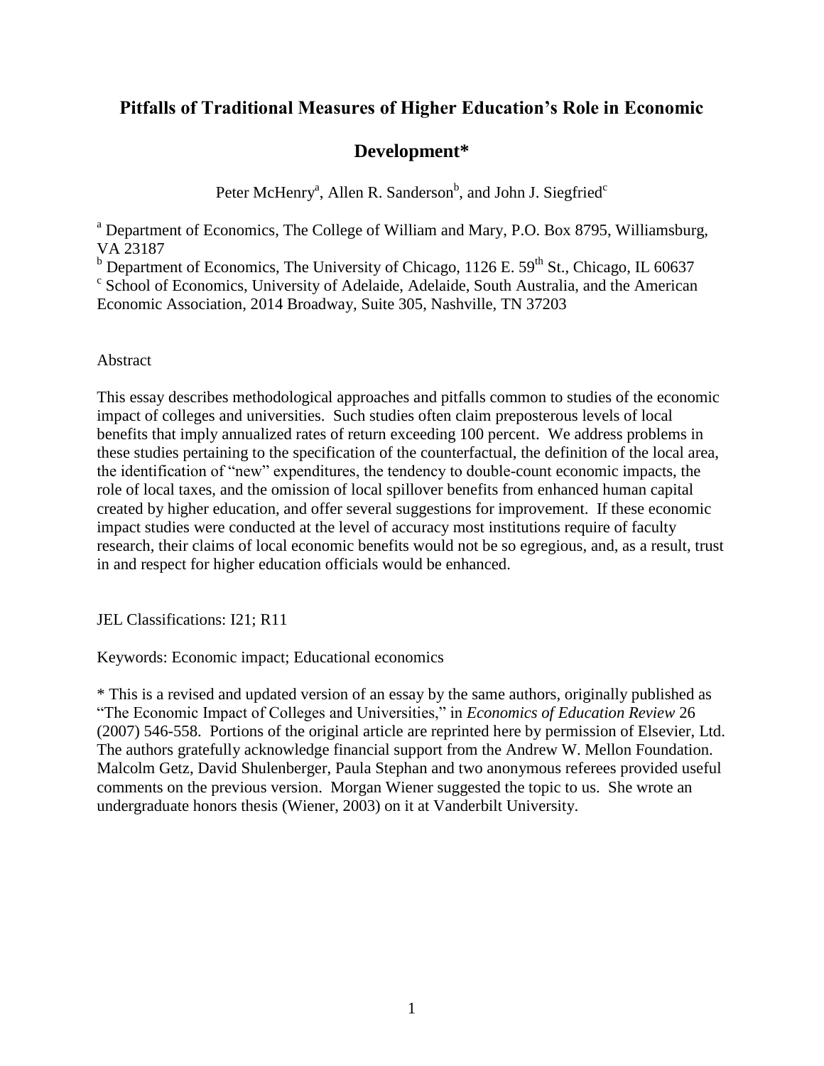# Pitfalls of Traditional Measures of Higher Education's Role in Economic Development*

Peter McHenry[a], Allen R. Sanderson[b], and John J. Siegfried[c]

[a] Department of Economics, The College of William and Mary, P.O. Box 8795, Williamsburg, VA 23187

[b] Department of Economics, The University of Chicago, 1126 E. 59th St., Chicago, IL 60637

[c] School of Economics, University of Adelaide, Adelaide, South Australia, and the American Economic Association, 2014 Broadway, Suite 305, Nashville, TN 37203

Abstract

This essay describes methodological approaches and pitfalls common to studies of the economic impact of colleges and universities. Such studies often claim preposterous levels of local benefits that imply annualized rates of return exceeding 100 percent. We address problems in these studies pertaining to the specification of the counterfactual, the definition of the local area, the identification of "new" expenditures, the tendency to double-count economic impacts, the role of local taxes, and the omission of local spillover benefits from enhanced human capital created by higher education, and offer several suggestions for improvement. If these economic impact studies were conducted at the level of accuracy most institutions require of faculty research, their claims of local economic benefits would not be so egregious, and, as a result, trust in and respect for higher education officials would be enhanced.

JEL Classifications: I21; R11

Keywords: Economic impact; Educational economics

* This is a revised and updated version of an essay by the same authors, originally published as "The Economic Impact of Colleges and Universities," in *Economics of Education Review* 26 (2007) 546-558. Portions of the original article are reprinted here by permission of Elsevier, Ltd. The authors gratefully acknowledge financial support from the Andrew W. Mellon Foundation. Malcolm Getz, David Shulenberger, Paula Stephan and two anonymous referees provided useful comments on the previous version. Morgan Wiener suggested the topic to us. She wrote an undergraduate honors thesis (Wiener, 2003) on it at Vanderbilt University.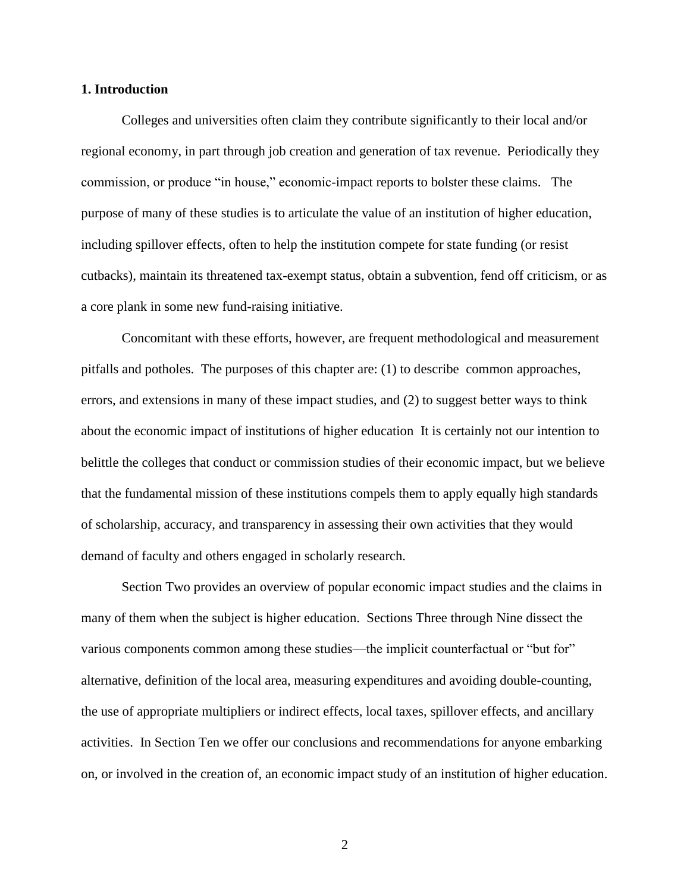## 1. Introduction

Colleges and universities often claim they contribute significantly to their local and/or regional economy, in part through job creation and generation of tax revenue. Periodically they commission, or produce "in house," economic-impact reports to bolster these claims. The purpose of many of these studies is to articulate the value of an institution of higher education, including spillover effects, often to help the institution compete for state funding (or resist cutbacks), maintain its threatened tax-exempt status, obtain a subvention, fend off criticism, or as a core plank in some new fund-raising initiative.

Concomitant with these efforts, however, are frequent methodological and measurement pitfalls and potholes. The purposes of this chapter are: (1) to describe common approaches, errors, and extensions in many of these impact studies, and (2) to suggest better ways to think about the economic impact of institutions of higher education It is certainly not our intention to belittle the colleges that conduct or commission studies of their economic impact, but we believe that the fundamental mission of these institutions compels them to apply equally high standards of scholarship, accuracy, and transparency in assessing their own activities that they would demand of faculty and others engaged in scholarly research.

Section Two provides an overview of popular economic impact studies and the claims in many of them when the subject is higher education. Sections Three through Nine dissect the various components common among these studies—the implicit counterfactual or "but for" alternative, definition of the local area, measuring expenditures and avoiding double-counting, the use of appropriate multipliers or indirect effects, local taxes, spillover effects, and ancillary activities. In Section Ten we offer our conclusions and recommendations for anyone embarking on, or involved in the creation of, an economic impact study of an institution of higher education.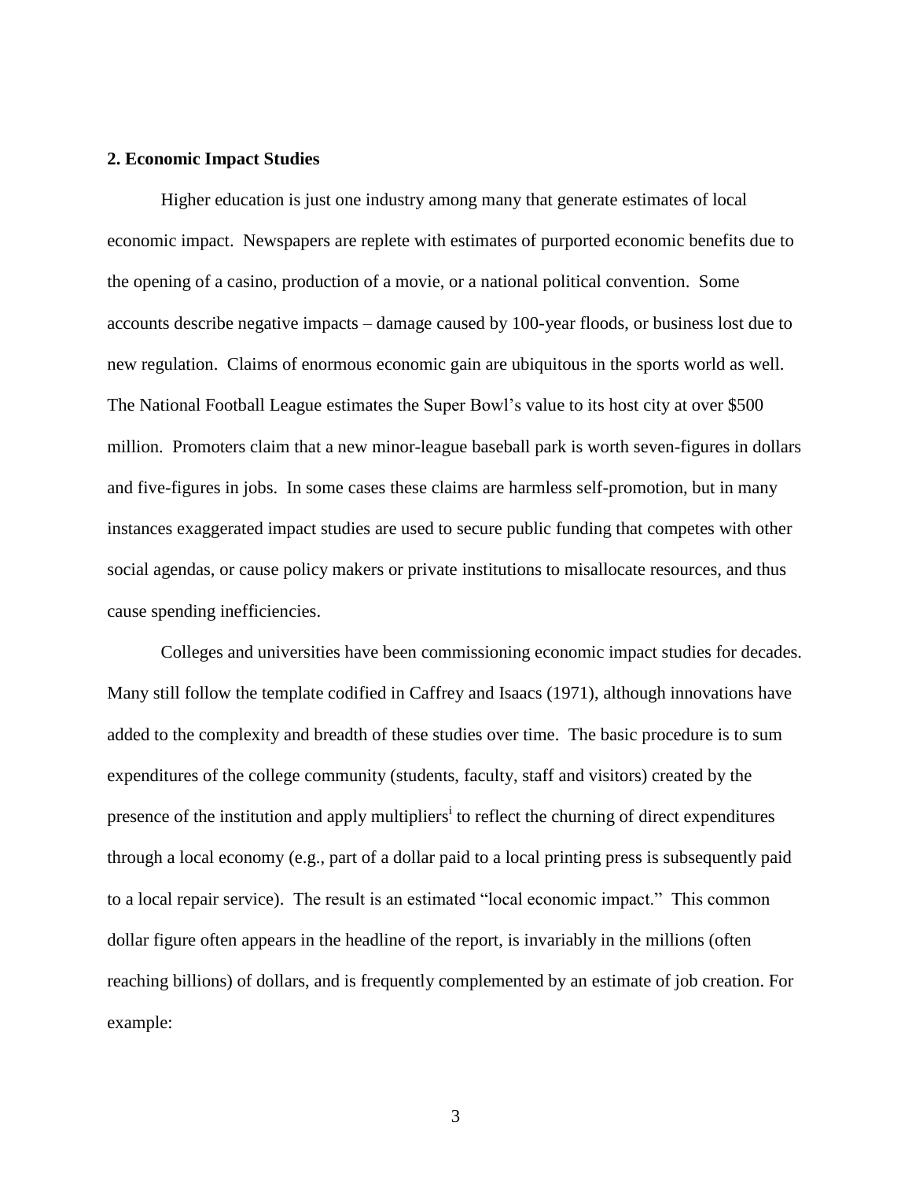**2. Economic Impact Studies**

Higher education is just one industry among many that generate estimates of local economic impact. Newspapers are replete with estimates of purported economic benefits due to the opening of a casino, production of a movie, or a national political convention. Some accounts describe negative impacts – damage caused by 100-year floods, or business lost due to new regulation. Claims of enormous economic gain are ubiquitous in the sports world as well. The National Football League estimates the Super Bowl's value to its host city at over $500 million. Promoters claim that a new minor-league baseball park is worth seven-figures in dollars and five-figures in jobs. In some cases these claims are harmless self-promotion, but in many instances exaggerated impact studies are used to secure public funding that competes with other social agendas, or cause policy makers or private institutions to misallocate resources, and thus cause spending inefficiencies.

Colleges and universities have been commissioning economic impact studies for decades. Many still follow the template codified in Caffrey and Isaacs (1971), although innovations have added to the complexity and breadth of these studies over time. The basic procedure is to sum expenditures of the college community (students, faculty, staff and visitors) created by the presence of the institution and apply multipliers[i] to reflect the churning of direct expenditures through a local economy (e.g., part of a dollar paid to a local printing press is subsequently paid to a local repair service). The result is an estimated "local economic impact." This common dollar figure often appears in the headline of the report, is invariably in the millions (often reaching billions) of dollars, and is frequently complemented by an estimate of job creation. For example: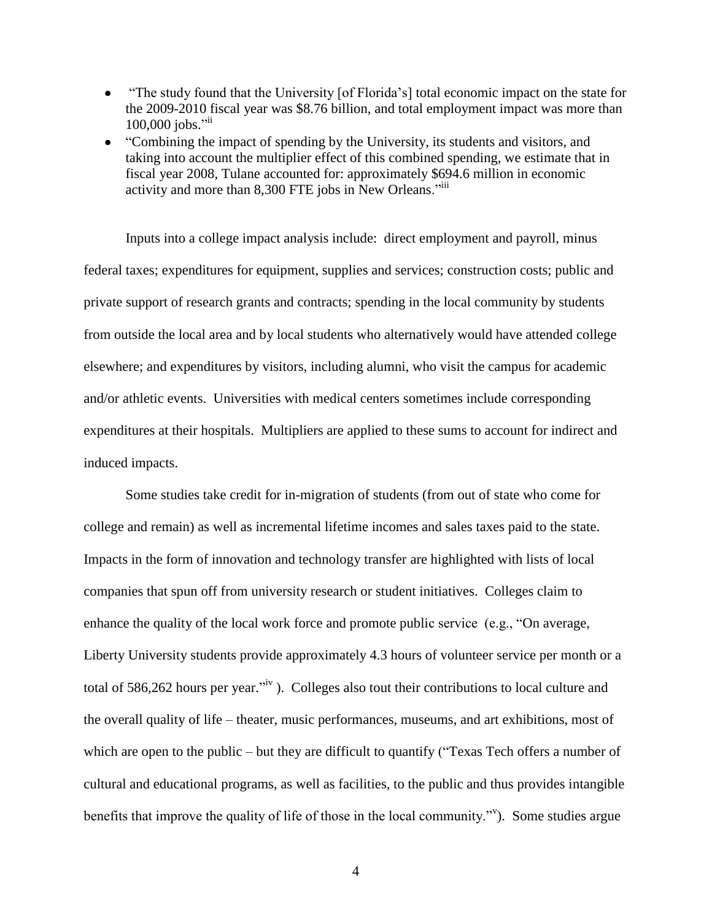- "The study found that the University [of Florida's] total economic impact on the state for the 2009-2010 fiscal year was $8.76 billion, and total employment impact was more than 100,000 jobs."[ii]
- "Combining the impact of spending by the University, its students and visitors, and taking into account the multiplier effect of this combined spending, we estimate that in fiscal year 2008, Tulane accounted for: approximately $694.6 million in economic activity and more than 8,300 FTE jobs in New Orleans."[iii]

Inputs into a college impact analysis include: direct employment and payroll, minus federal taxes; expenditures for equipment, supplies and services; construction costs; public and private support of research grants and contracts; spending in the local community by students from outside the local area and by local students who alternatively would have attended college elsewhere; and expenditures by visitors, including alumni, who visit the campus for academic and/or athletic events. Universities with medical centers sometimes include corresponding expenditures at their hospitals. Multipliers are applied to these sums to account for indirect and induced impacts.

Some studies take credit for in-migration of students (from out of state who come for college and remain) as well as incremental lifetime incomes and sales taxes paid to the state. Impacts in the form of innovation and technology transfer are highlighted with lists of local companies that spun off from university research or student initiatives. Colleges claim to enhance the quality of the local work force and promote public service (e.g., "On average, Liberty University students provide approximately 4.3 hours of volunteer service per month or a total of 586,262 hours per year."[iv] ). Colleges also tout their contributions to local culture and the overall quality of life – theater, music performances, museums, and art exhibitions, most of which are open to the public – but they are difficult to quantify ("Texas Tech offers a number of cultural and educational programs, as well as facilities, to the public and thus provides intangible benefits that improve the quality of life of those in the local community."[v]). Some studies argue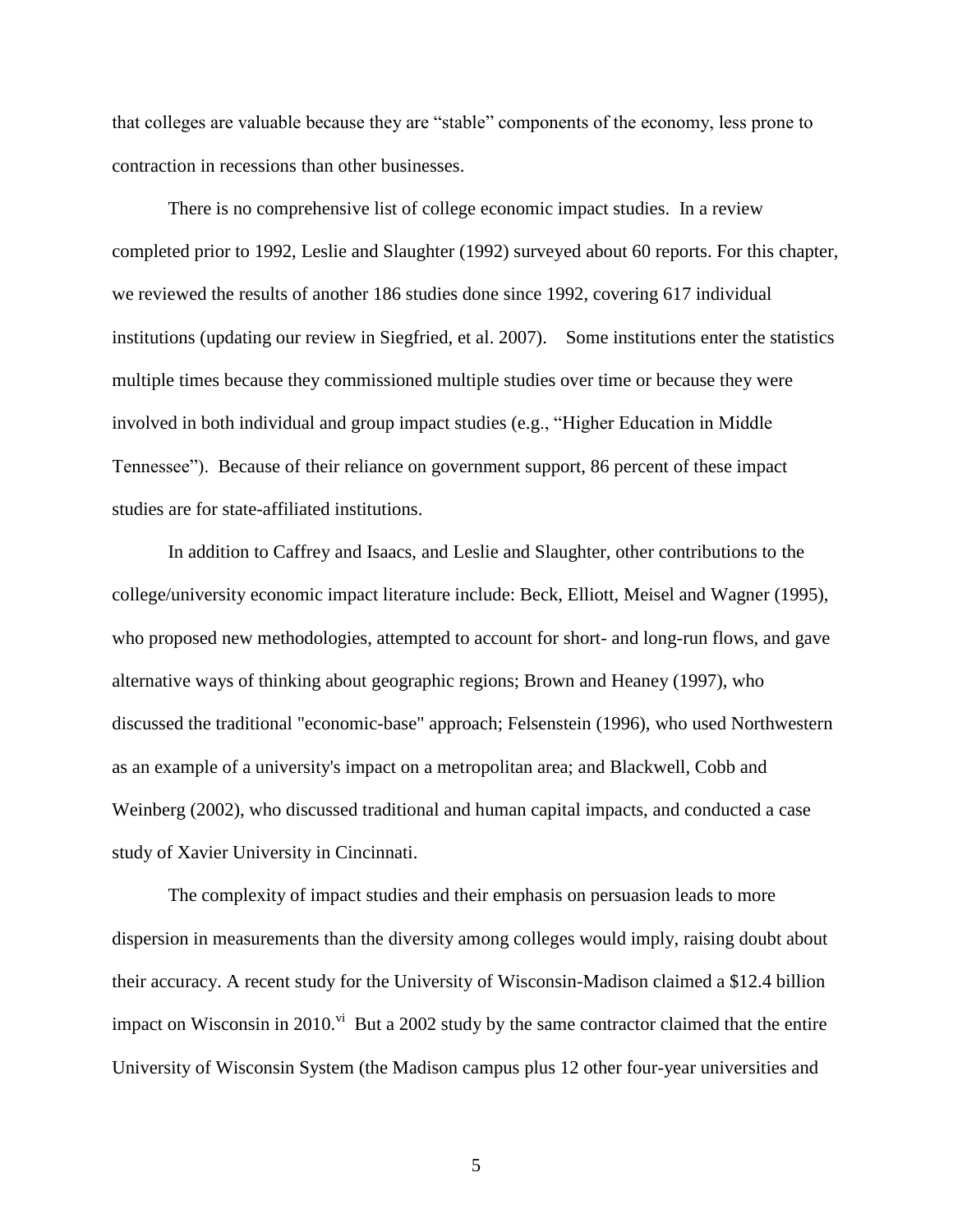that colleges are valuable because they are "stable" components of the economy, less prone to contraction in recessions than other businesses.

There is no comprehensive list of college economic impact studies. In a review completed prior to 1992, Leslie and Slaughter (1992) surveyed about 60 reports. For this chapter, we reviewed the results of another 186 studies done since 1992, covering 617 individual institutions (updating our review in Siegfried, et al. 2007). Some institutions enter the statistics multiple times because they commissioned multiple studies over time or because they were involved in both individual and group impact studies (e.g., "Higher Education in Middle Tennessee"). Because of their reliance on government support, 86 percent of these impact studies are for state-affiliated institutions.

In addition to Caffrey and Isaacs, and Leslie and Slaughter, other contributions to the college/university economic impact literature include: Beck, Elliott, Meisel and Wagner (1995), who proposed new methodologies, attempted to account for short- and long-run flows, and gave alternative ways of thinking about geographic regions; Brown and Heaney (1997), who discussed the traditional "economic-base" approach; Felsenstein (1996), who used Northwestern as an example of a university's impact on a metropolitan area; and Blackwell, Cobb and Weinberg (2002), who discussed traditional and human capital impacts, and conducted a case study of Xavier University in Cincinnati.

The complexity of impact studies and their emphasis on persuasion leads to more dispersion in measurements than the diversity among colleges would imply, raising doubt about their accuracy. A recent study for the University of Wisconsin-Madison claimed a $12.4 billion impact on Wisconsin in 2010.[vi] But a 2002 study by the same contractor claimed that the entire University of Wisconsin System (the Madison campus plus 12 other four-year universities and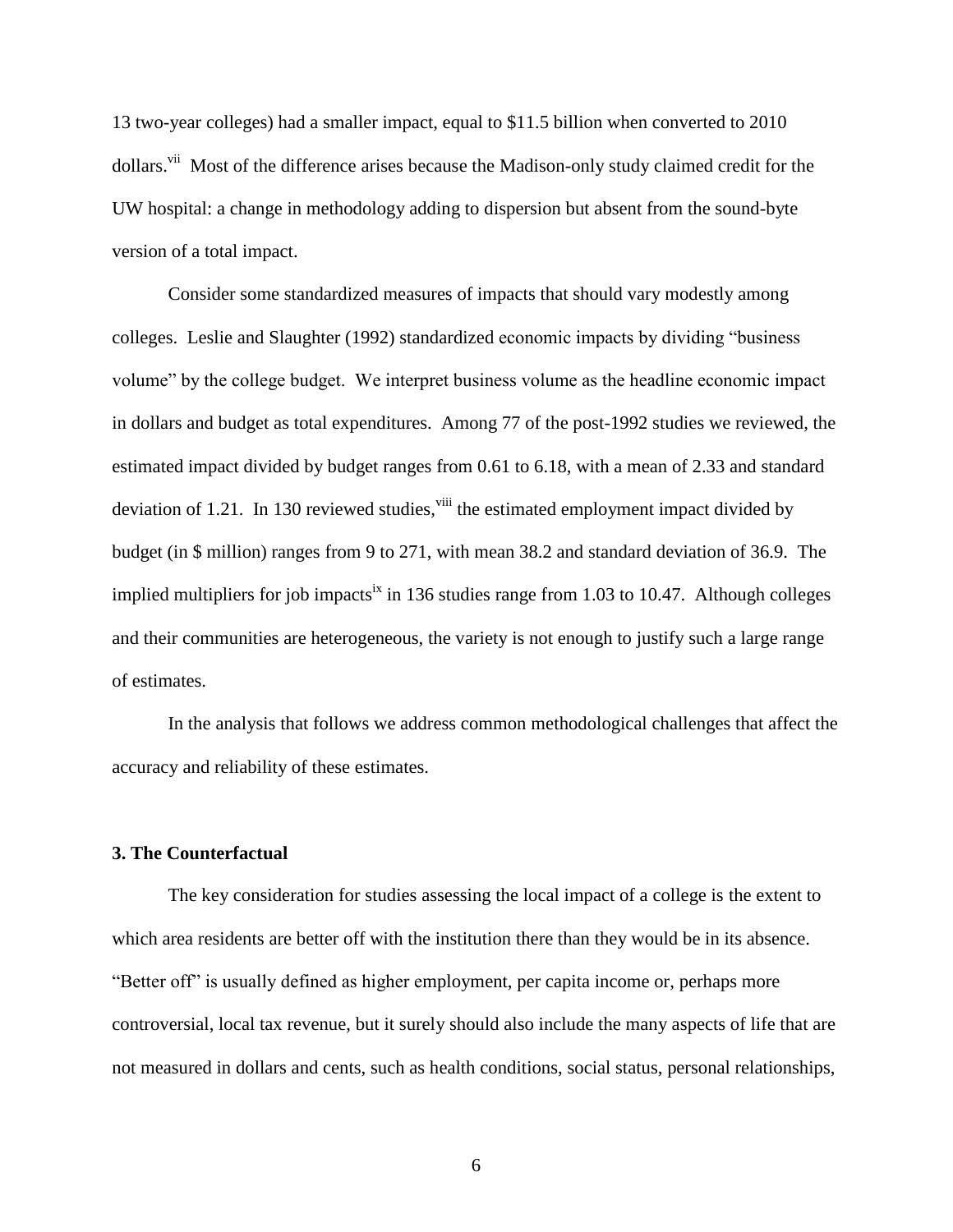13 two-year colleges) had a smaller impact, equal to $11.5 billion when converted to 2010 dollars.[vii] Most of the difference arises because the Madison-only study claimed credit for the UW hospital: a change in methodology adding to dispersion but absent from the sound-byte version of a total impact.

Consider some standardized measures of impacts that should vary modestly among colleges. Leslie and Slaughter (1992) standardized economic impacts by dividing "business volume" by the college budget. We interpret business volume as the headline economic impact in dollars and budget as total expenditures. Among 77 of the post-1992 studies we reviewed, the estimated impact divided by budget ranges from 0.61 to 6.18, with a mean of 2.33 and standard deviation of 1.21. In 130 reviewed studies,[viii] the estimated employment impact divided by budget (in $ million) ranges from 9 to 271, with mean 38.2 and standard deviation of 36.9. The implied multipliers for job impacts[ix] in 136 studies range from 1.03 to 10.47. Although colleges and their communities are heterogeneous, the variety is not enough to justify such a large range of estimates.

In the analysis that follows we address common methodological challenges that affect the accuracy and reliability of these estimates.

## 3. The Counterfactual

The key consideration for studies assessing the local impact of a college is the extent to which area residents are better off with the institution there than they would be in its absence. "Better off" is usually defined as higher employment, per capita income or, perhaps more controversial, local tax revenue, but it surely should also include the many aspects of life that are not measured in dollars and cents, such as health conditions, social status, personal relationships,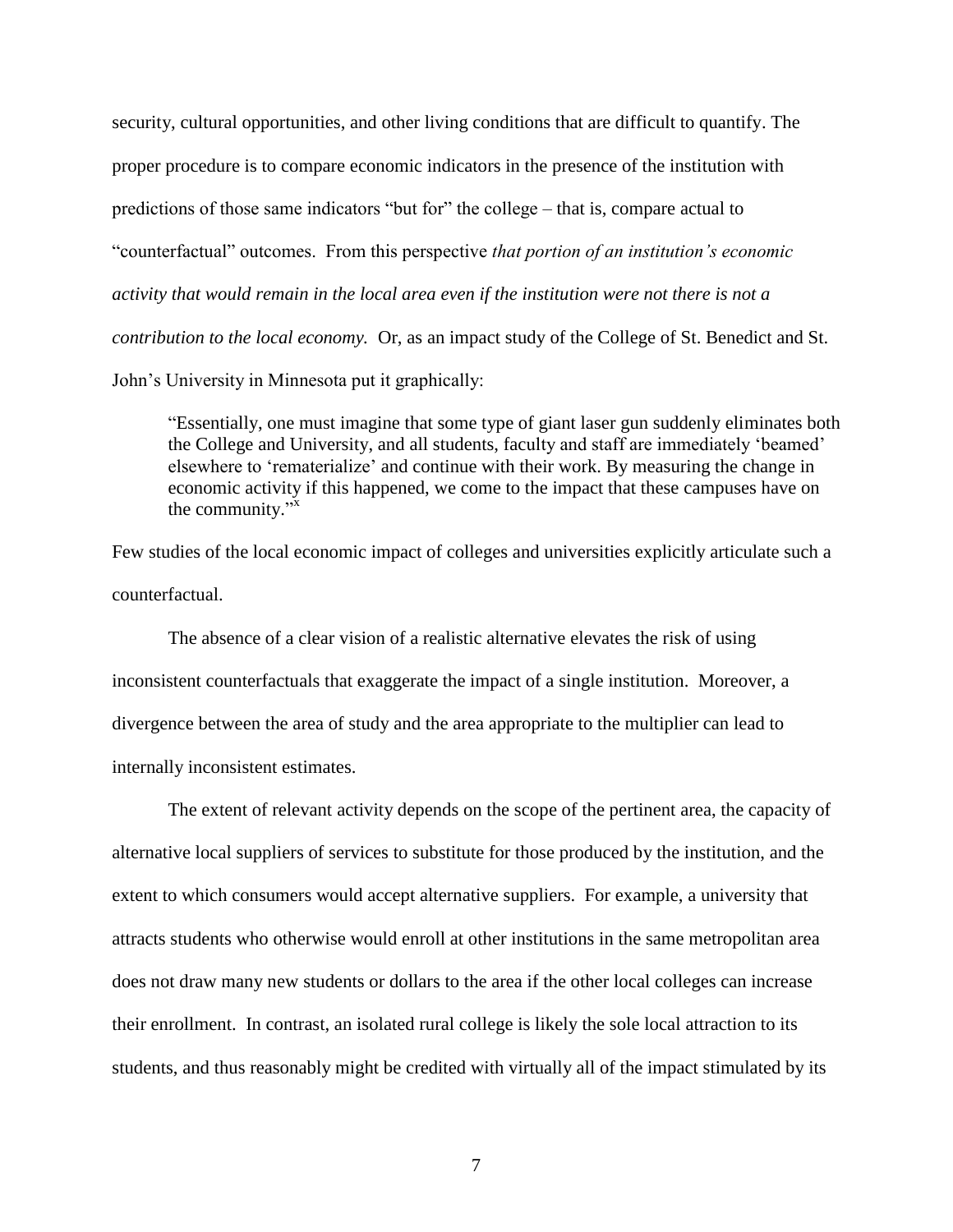security, cultural opportunities, and other living conditions that are difficult to quantify. The proper procedure is to compare economic indicators in the presence of the institution with predictions of those same indicators "but for" the college – that is, compare actual to "counterfactual" outcomes. From this perspective *that portion of an institution's economic activity that would remain in the local area even if the institution were not there is not a contribution to the local economy.* Or, as an impact study of the College of St. Benedict and St. John's University in Minnesota put it graphically:

> "Essentially, one must imagine that some type of giant laser gun suddenly eliminates both the College and University, and all students, faculty and staff are immediately 'beamed' elsewhere to 'rematerialize' and continue with their work. By measuring the change in economic activity if this happened, we come to the impact that these campuses have on the community."[x]

Few studies of the local economic impact of colleges and universities explicitly articulate such a counterfactual.

The absence of a clear vision of a realistic alternative elevates the risk of using inconsistent counterfactuals that exaggerate the impact of a single institution. Moreover, a divergence between the area of study and the area appropriate to the multiplier can lead to internally inconsistent estimates.

The extent of relevant activity depends on the scope of the pertinent area, the capacity of alternative local suppliers of services to substitute for those produced by the institution, and the extent to which consumers would accept alternative suppliers. For example, a university that attracts students who otherwise would enroll at other institutions in the same metropolitan area does not draw many new students or dollars to the area if the other local colleges can increase their enrollment. In contrast, an isolated rural college is likely the sole local attraction to its students, and thus reasonably might be credited with virtually all of the impact stimulated by its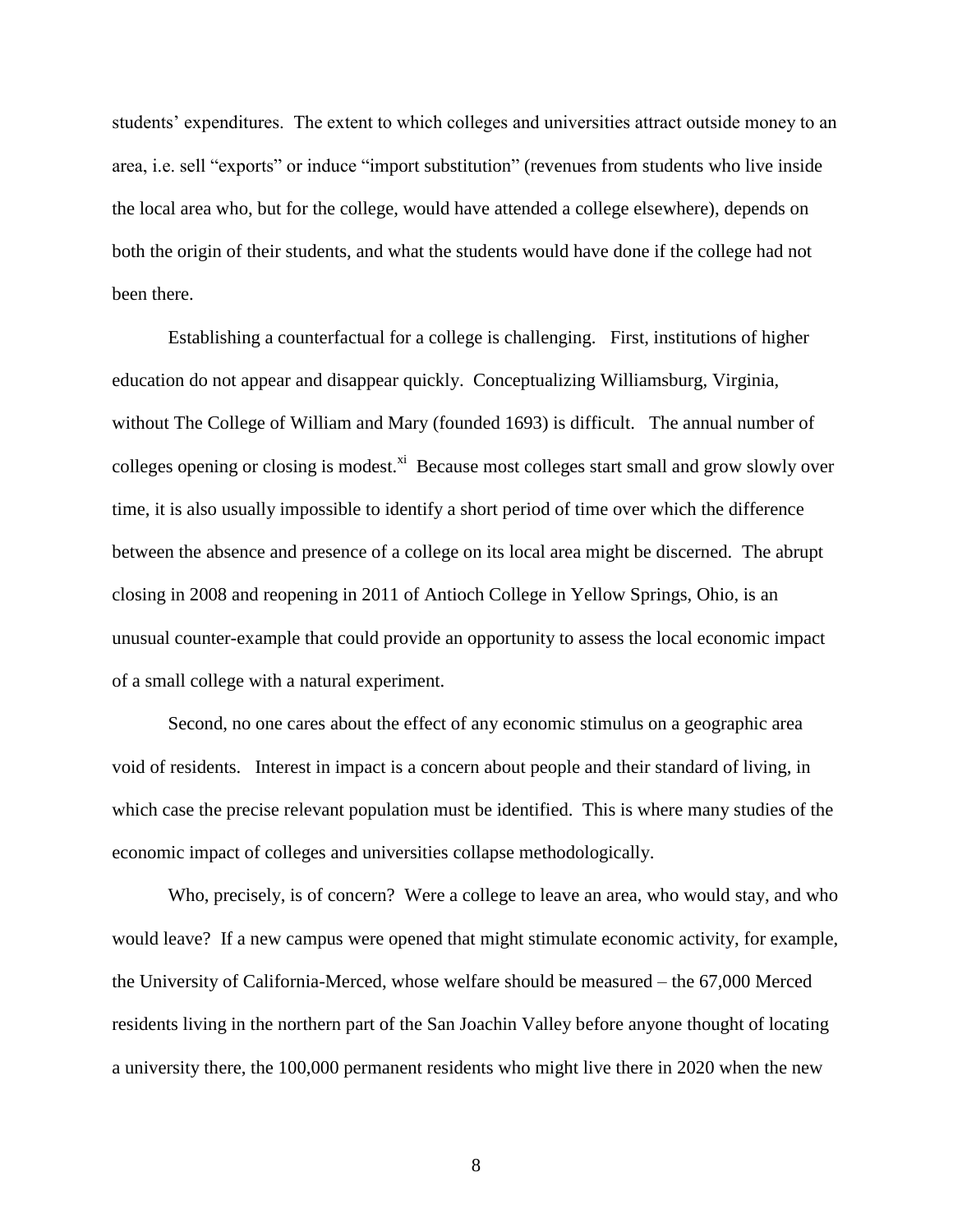students' expenditures. The extent to which colleges and universities attract outside money to an area, i.e. sell "exports" or induce "import substitution" (revenues from students who live inside the local area who, but for the college, would have attended a college elsewhere), depends on both the origin of their students, and what the students would have done if the college had not been there.

Establishing a counterfactual for a college is challenging. First, institutions of higher education do not appear and disappear quickly. Conceptualizing Williamsburg, Virginia, without The College of William and Mary (founded 1693) is difficult. The annual number of colleges opening or closing is modest.[xi] Because most colleges start small and grow slowly over time, it is also usually impossible to identify a short period of time over which the difference between the absence and presence of a college on its local area might be discerned. The abrupt closing in 2008 and reopening in 2011 of Antioch College in Yellow Springs, Ohio, is an unusual counter-example that could provide an opportunity to assess the local economic impact of a small college with a natural experiment.

Second, no one cares about the effect of any economic stimulus on a geographic area void of residents. Interest in impact is a concern about people and their standard of living, in which case the precise relevant population must be identified. This is where many studies of the economic impact of colleges and universities collapse methodologically.

Who, precisely, is of concern? Were a college to leave an area, who would stay, and who would leave? If a new campus were opened that might stimulate economic activity, for example, the University of California-Merced, whose welfare should be measured – the 67,000 Merced residents living in the northern part of the San Joachin Valley before anyone thought of locating a university there, the 100,000 permanent residents who might live there in 2020 when the new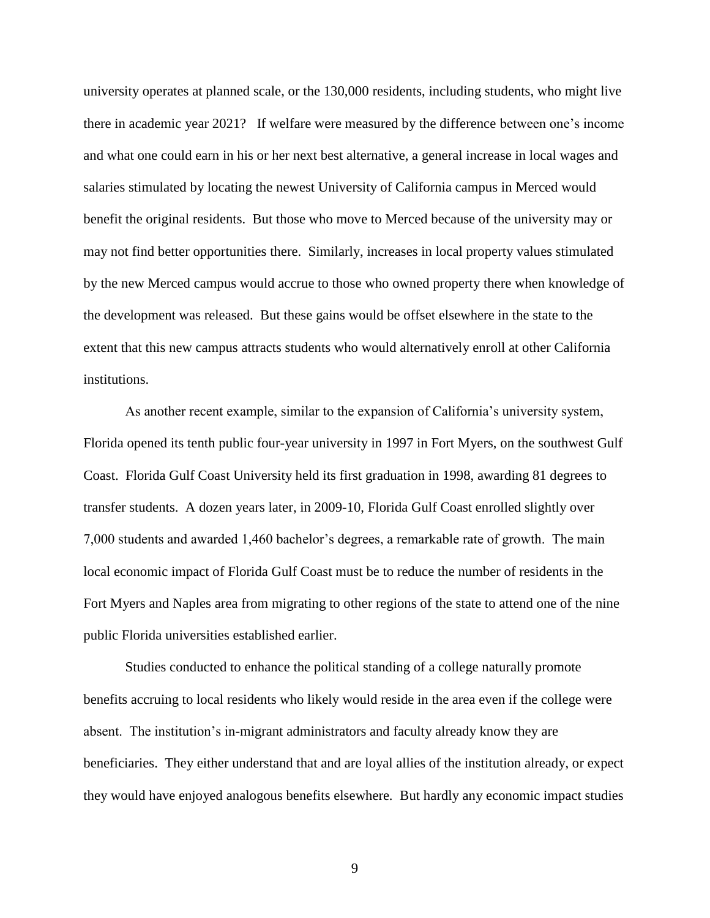university operates at planned scale, or the 130,000 residents, including students, who might live there in academic year 2021? If welfare were measured by the difference between one's income and what one could earn in his or her next best alternative, a general increase in local wages and salaries stimulated by locating the newest University of California campus in Merced would benefit the original residents. But those who move to Merced because of the university may or may not find better opportunities there. Similarly, increases in local property values stimulated by the new Merced campus would accrue to those who owned property there when knowledge of the development was released. But these gains would be offset elsewhere in the state to the extent that this new campus attracts students who would alternatively enroll at other California institutions.

As another recent example, similar to the expansion of California's university system, Florida opened its tenth public four-year university in 1997 in Fort Myers, on the southwest Gulf Coast. Florida Gulf Coast University held its first graduation in 1998, awarding 81 degrees to transfer students. A dozen years later, in 2009-10, Florida Gulf Coast enrolled slightly over 7,000 students and awarded 1,460 bachelor's degrees, a remarkable rate of growth. The main local economic impact of Florida Gulf Coast must be to reduce the number of residents in the Fort Myers and Naples area from migrating to other regions of the state to attend one of the nine public Florida universities established earlier.

Studies conducted to enhance the political standing of a college naturally promote benefits accruing to local residents who likely would reside in the area even if the college were absent. The institution's in-migrant administrators and faculty already know they are beneficiaries. They either understand that and are loyal allies of the institution already, or expect they would have enjoyed analogous benefits elsewhere. But hardly any economic impact studies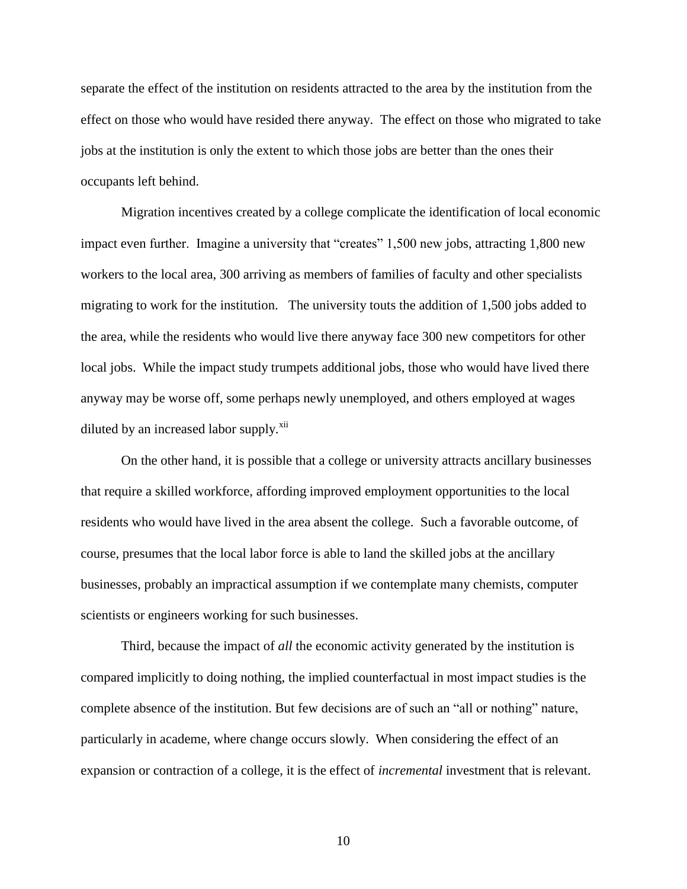separate the effect of the institution on residents attracted to the area by the institution from the effect on those who would have resided there anyway. The effect on those who migrated to take jobs at the institution is only the extent to which those jobs are better than the ones their occupants left behind.

Migration incentives created by a college complicate the identification of local economic impact even further. Imagine a university that "creates" 1,500 new jobs, attracting 1,800 new workers to the local area, 300 arriving as members of families of faculty and other specialists migrating to work for the institution. The university touts the addition of 1,500 jobs added to the area, while the residents who would live there anyway face 300 new competitors for other local jobs. While the impact study trumpets additional jobs, those who would have lived there anyway may be worse off, some perhaps newly unemployed, and others employed at wages diluted by an increased labor supply.[xii]

On the other hand, it is possible that a college or university attracts ancillary businesses that require a skilled workforce, affording improved employment opportunities to the local residents who would have lived in the area absent the college. Such a favorable outcome, of course, presumes that the local labor force is able to land the skilled jobs at the ancillary businesses, probably an impractical assumption if we contemplate many chemists, computer scientists or engineers working for such businesses.

Third, because the impact of *all* the economic activity generated by the institution is compared implicitly to doing nothing, the implied counterfactual in most impact studies is the complete absence of the institution. But few decisions are of such an "all or nothing" nature, particularly in academe, where change occurs slowly. When considering the effect of an expansion or contraction of a college, it is the effect of *incremental* investment that is relevant.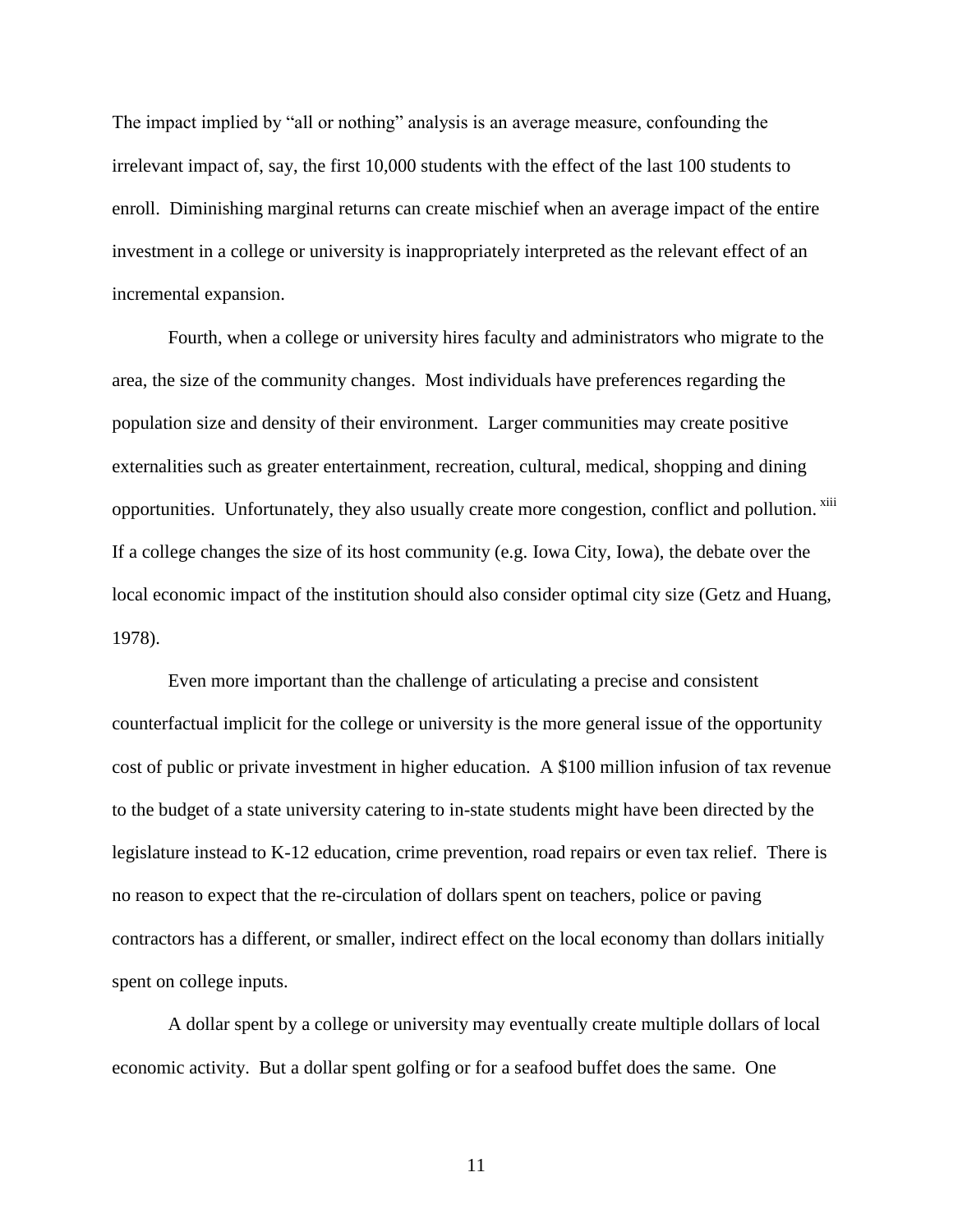The impact implied by "all or nothing" analysis is an average measure, confounding the irrelevant impact of, say, the first 10,000 students with the effect of the last 100 students to enroll. Diminishing marginal returns can create mischief when an average impact of the entire investment in a college or university is inappropriately interpreted as the relevant effect of an incremental expansion.

Fourth, when a college or university hires faculty and administrators who migrate to the area, the size of the community changes. Most individuals have preferences regarding the population size and density of their environment. Larger communities may create positive externalities such as greater entertainment, recreation, cultural, medical, shopping and dining opportunities. Unfortunately, they also usually create more congestion, conflict and pollution. [xiii] If a college changes the size of its host community (e.g. Iowa City, Iowa), the debate over the local economic impact of the institution should also consider optimal city size (Getz and Huang, 1978).

Even more important than the challenge of articulating a precise and consistent counterfactual implicit for the college or university is the more general issue of the opportunity cost of public or private investment in higher education. A $100 million infusion of tax revenue to the budget of a state university catering to in-state students might have been directed by the legislature instead to K-12 education, crime prevention, road repairs or even tax relief. There is no reason to expect that the re-circulation of dollars spent on teachers, police or paving contractors has a different, or smaller, indirect effect on the local economy than dollars initially spent on college inputs.

A dollar spent by a college or university may eventually create multiple dollars of local economic activity. But a dollar spent golfing or for a seafood buffet does the same. One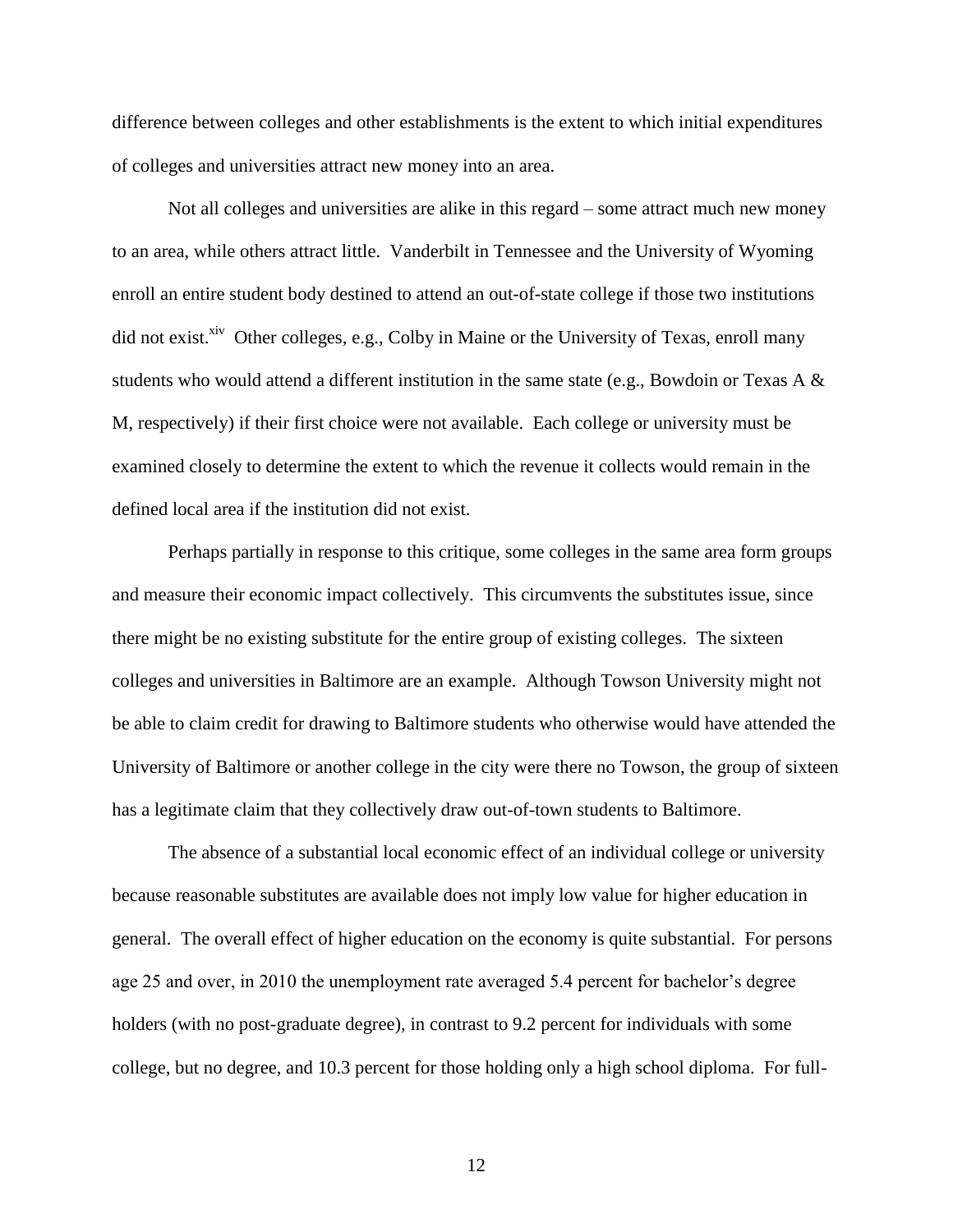difference between colleges and other establishments is the extent to which initial expenditures of colleges and universities attract new money into an area.

Not all colleges and universities are alike in this regard – some attract much new money to an area, while others attract little. Vanderbilt in Tennessee and the University of Wyoming enroll an entire student body destined to attend an out-of-state college if those two institutions did not exist.[xiv] Other colleges, e.g., Colby in Maine or the University of Texas, enroll many students who would attend a different institution in the same state (e.g., Bowdoin or Texas A & M, respectively) if their first choice were not available. Each college or university must be examined closely to determine the extent to which the revenue it collects would remain in the defined local area if the institution did not exist.

Perhaps partially in response to this critique, some colleges in the same area form groups and measure their economic impact collectively. This circumvents the substitutes issue, since there might be no existing substitute for the entire group of existing colleges. The sixteen colleges and universities in Baltimore are an example. Although Towson University might not be able to claim credit for drawing to Baltimore students who otherwise would have attended the University of Baltimore or another college in the city were there no Towson, the group of sixteen has a legitimate claim that they collectively draw out-of-town students to Baltimore.

The absence of a substantial local economic effect of an individual college or university because reasonable substitutes are available does not imply low value for higher education in general. The overall effect of higher education on the economy is quite substantial. For persons age 25 and over, in 2010 the unemployment rate averaged 5.4 percent for bachelor's degree holders (with no post-graduate degree), in contrast to 9.2 percent for individuals with some college, but no degree, and 10.3 percent for those holding only a high school diploma. For full-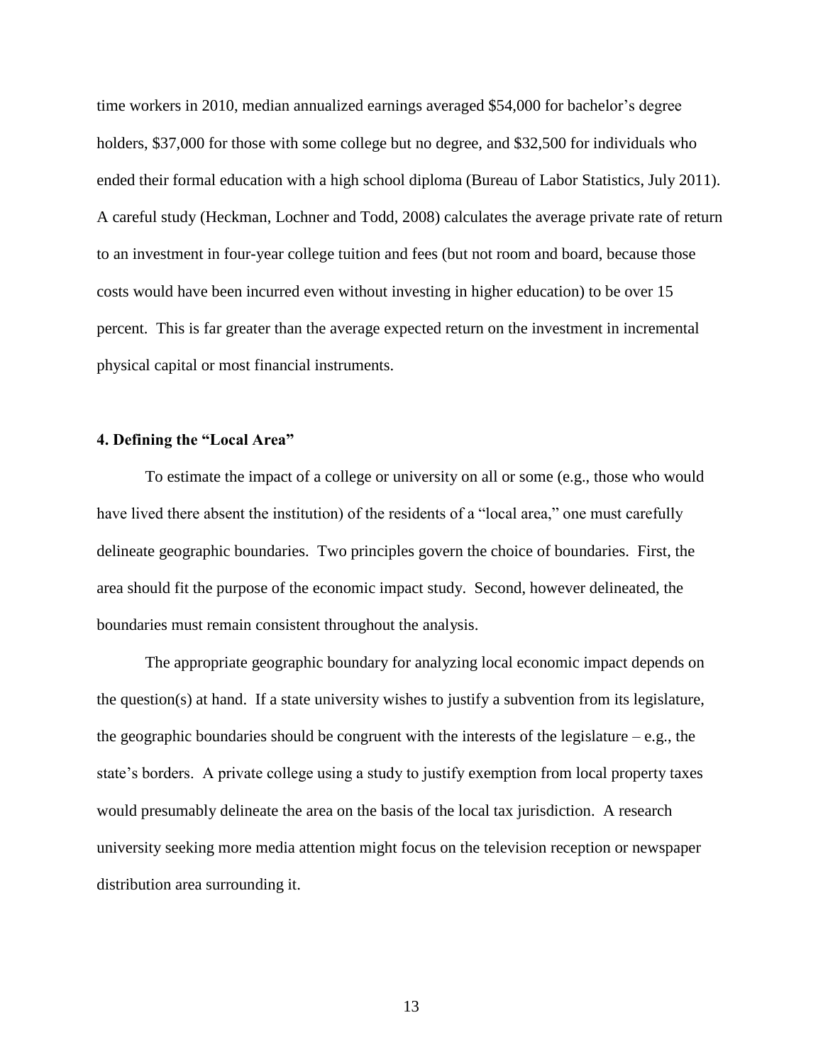time workers in 2010, median annualized earnings averaged $54,000 for bachelor's degree holders, $37,000 for those with some college but no degree, and $32,500 for individuals who ended their formal education with a high school diploma (Bureau of Labor Statistics, July 2011). A careful study (Heckman, Lochner and Todd, 2008) calculates the average private rate of return to an investment in four-year college tuition and fees (but not room and board, because those costs would have been incurred even without investing in higher education) to be over 15 percent. This is far greater than the average expected return on the investment in incremental physical capital or most financial instruments.

### 4. Defining the "Local Area"

To estimate the impact of a college or university on all or some (e.g., those who would have lived there absent the institution) of the residents of a "local area," one must carefully delineate geographic boundaries. Two principles govern the choice of boundaries. First, the area should fit the purpose of the economic impact study. Second, however delineated, the boundaries must remain consistent throughout the analysis.

The appropriate geographic boundary for analyzing local economic impact depends on the question(s) at hand. If a state university wishes to justify a subvention from its legislature, the geographic boundaries should be congruent with the interests of the legislature – e.g., the state's borders. A private college using a study to justify exemption from local property taxes would presumably delineate the area on the basis of the local tax jurisdiction. A research university seeking more media attention might focus on the television reception or newspaper distribution area surrounding it.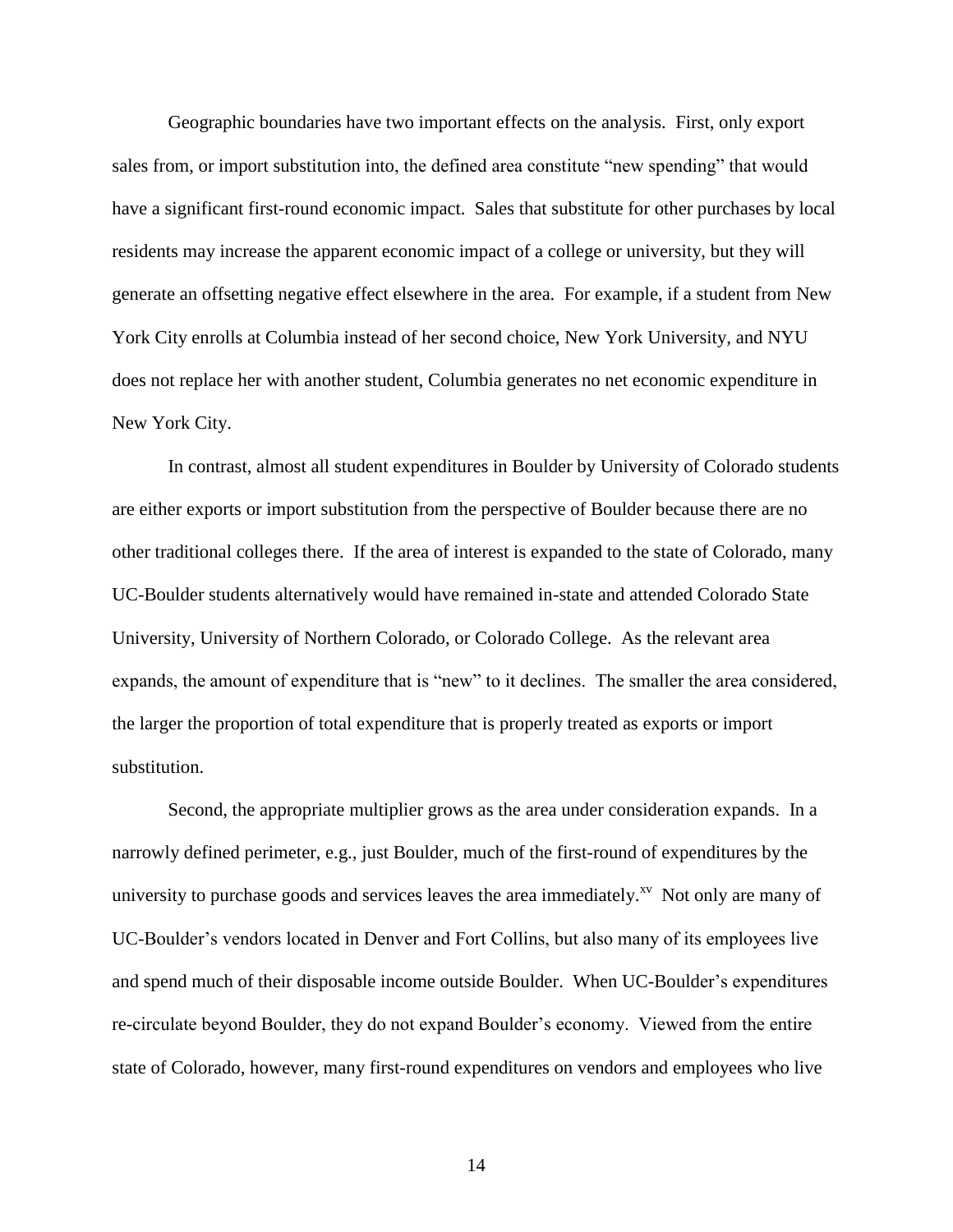Geographic boundaries have two important effects on the analysis. First, only export sales from, or import substitution into, the defined area constitute "new spending" that would have a significant first-round economic impact. Sales that substitute for other purchases by local residents may increase the apparent economic impact of a college or university, but they will generate an offsetting negative effect elsewhere in the area. For example, if a student from New York City enrolls at Columbia instead of her second choice, New York University, and NYU does not replace her with another student, Columbia generates no net economic expenditure in New York City.

In contrast, almost all student expenditures in Boulder by University of Colorado students are either exports or import substitution from the perspective of Boulder because there are no other traditional colleges there. If the area of interest is expanded to the state of Colorado, many UC-Boulder students alternatively would have remained in-state and attended Colorado State University, University of Northern Colorado, or Colorado College. As the relevant area expands, the amount of expenditure that is "new" to it declines. The smaller the area considered, the larger the proportion of total expenditure that is properly treated as exports or import substitution.

Second, the appropriate multiplier grows as the area under consideration expands. In a narrowly defined perimeter, e.g., just Boulder, much of the first-round of expenditures by the university to purchase goods and services leaves the area immediately.[xv] Not only are many of UC-Boulder's vendors located in Denver and Fort Collins, but also many of its employees live and spend much of their disposable income outside Boulder. When UC-Boulder's expenditures re-circulate beyond Boulder, they do not expand Boulder's economy. Viewed from the entire state of Colorado, however, many first-round expenditures on vendors and employees who live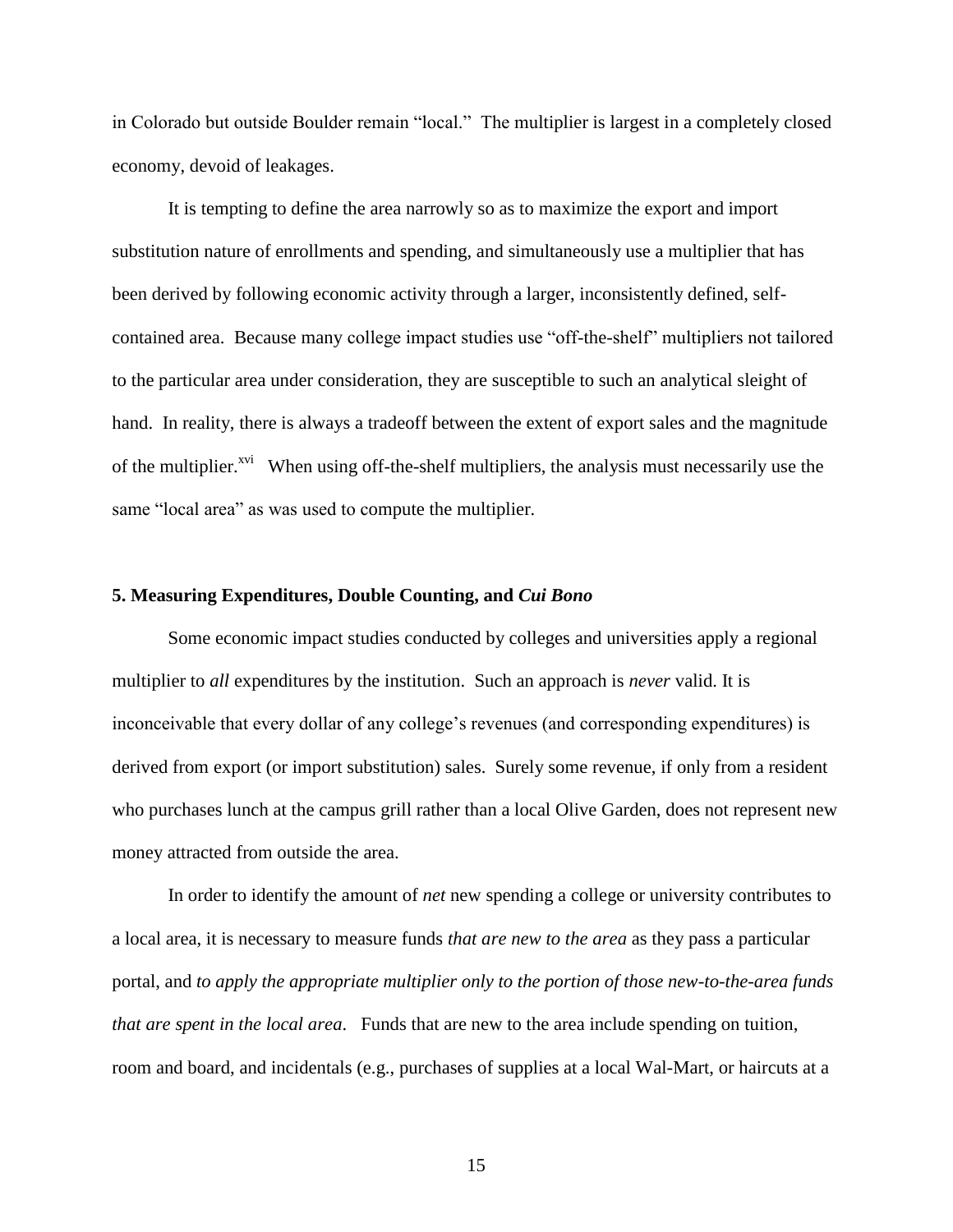in Colorado but outside Boulder remain "local." The multiplier is largest in a completely closed economy, devoid of leakages.

It is tempting to define the area narrowly so as to maximize the export and import substitution nature of enrollments and spending, and simultaneously use a multiplier that has been derived by following economic activity through a larger, inconsistently defined, self-contained area. Because many college impact studies use "off-the-shelf" multipliers not tailored to the particular area under consideration, they are susceptible to such an analytical sleight of hand. In reality, there is always a tradeoff between the extent of export sales and the magnitude of the multiplier.[xvi] When using off-the-shelf multipliers, the analysis must necessarily use the same "local area" as was used to compute the multiplier.

## 5. Measuring Expenditures, Double Counting, and *Cui Bono*

Some economic impact studies conducted by colleges and universities apply a regional multiplier to *all* expenditures by the institution. Such an approach is *never* valid. It is inconceivable that every dollar of any college's revenues (and corresponding expenditures) is derived from export (or import substitution) sales. Surely some revenue, if only from a resident who purchases lunch at the campus grill rather than a local Olive Garden, does not represent new money attracted from outside the area.

In order to identify the amount of *net* new spending a college or university contributes to a local area, it is necessary to measure funds *that are new to the area* as they pass a particular portal, and *to apply the appropriate multiplier only to the portion of those new-to-the-area funds that are spent in the local area*. Funds that are new to the area include spending on tuition, room and board, and incidentals (e.g., purchases of supplies at a local Wal-Mart, or haircuts at a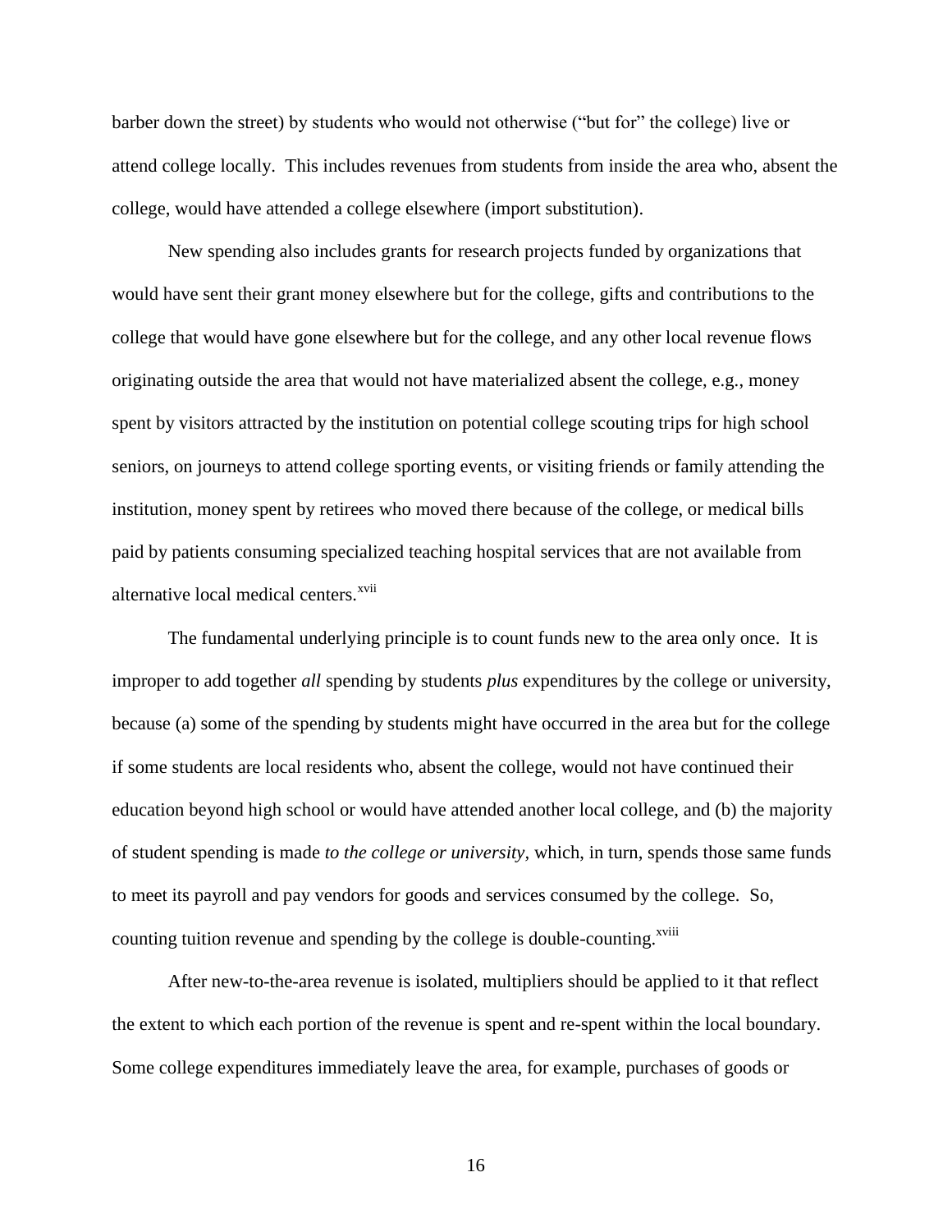barber down the street) by students who would not otherwise ("but for" the college) live or attend college locally. This includes revenues from students from inside the area who, absent the college, would have attended a college elsewhere (import substitution).

New spending also includes grants for research projects funded by organizations that would have sent their grant money elsewhere but for the college, gifts and contributions to the college that would have gone elsewhere but for the college, and any other local revenue flows originating outside the area that would not have materialized absent the college, e.g., money spent by visitors attracted by the institution on potential college scouting trips for high school seniors, on journeys to attend college sporting events, or visiting friends or family attending the institution, money spent by retirees who moved there because of the college, or medical bills paid by patients consuming specialized teaching hospital services that are not available from alternative local medical centers.[xvii]

The fundamental underlying principle is to count funds new to the area only once. It is improper to add together *all* spending by students *plus* expenditures by the college or university, because (a) some of the spending by students might have occurred in the area but for the college if some students are local residents who, absent the college, would not have continued their education beyond high school or would have attended another local college, and (b) the majority of student spending is made *to the college or university*, which, in turn, spends those same funds to meet its payroll and pay vendors for goods and services consumed by the college. So, counting tuition revenue and spending by the college is double-counting.[xviii]

After new-to-the-area revenue is isolated, multipliers should be applied to it that reflect the extent to which each portion of the revenue is spent and re-spent within the local boundary. Some college expenditures immediately leave the area, for example, purchases of goods or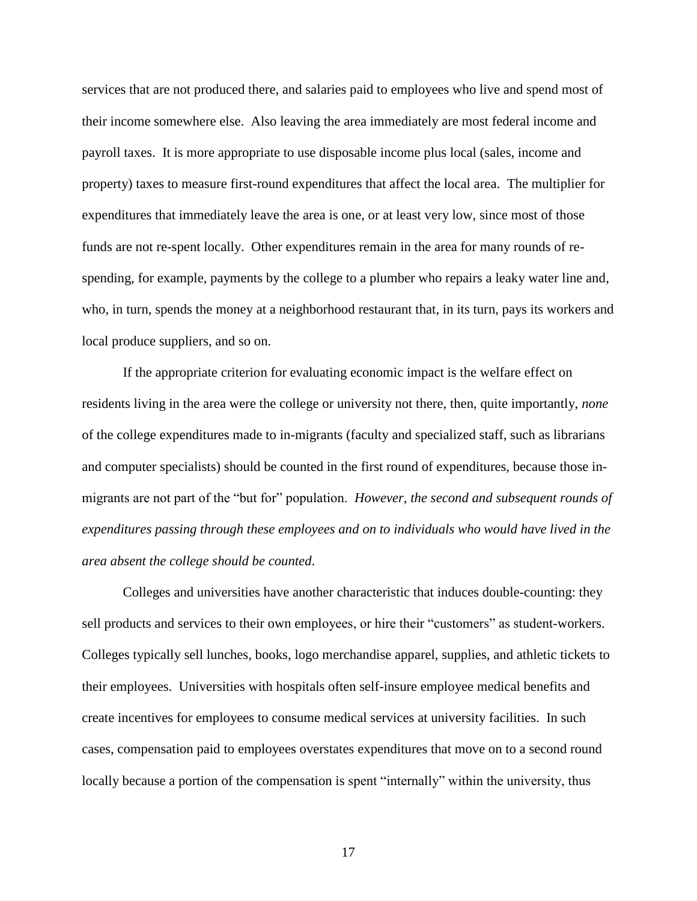services that are not produced there, and salaries paid to employees who live and spend most of their income somewhere else. Also leaving the area immediately are most federal income and payroll taxes. It is more appropriate to use disposable income plus local (sales, income and property) taxes to measure first-round expenditures that affect the local area. The multiplier for expenditures that immediately leave the area is one, or at least very low, since most of those funds are not re-spent locally. Other expenditures remain in the area for many rounds of re-spending, for example, payments by the college to a plumber who repairs a leaky water line and, who, in turn, spends the money at a neighborhood restaurant that, in its turn, pays its workers and local produce suppliers, and so on.

If the appropriate criterion for evaluating economic impact is the welfare effect on residents living in the area were the college or university not there, then, quite importantly, *none* of the college expenditures made to in-migrants (faculty and specialized staff, such as librarians and computer specialists) should be counted in the first round of expenditures, because those in-migrants are not part of the "but for" population. *However, the second and subsequent rounds of expenditures passing through these employees and on to individuals who would have lived in the area absent the college should be counted*.

Colleges and universities have another characteristic that induces double-counting: they sell products and services to their own employees, or hire their "customers" as student-workers. Colleges typically sell lunches, books, logo merchandise apparel, supplies, and athletic tickets to their employees. Universities with hospitals often self-insure employee medical benefits and create incentives for employees to consume medical services at university facilities. In such cases, compensation paid to employees overstates expenditures that move on to a second round locally because a portion of the compensation is spent "internally" within the university, thus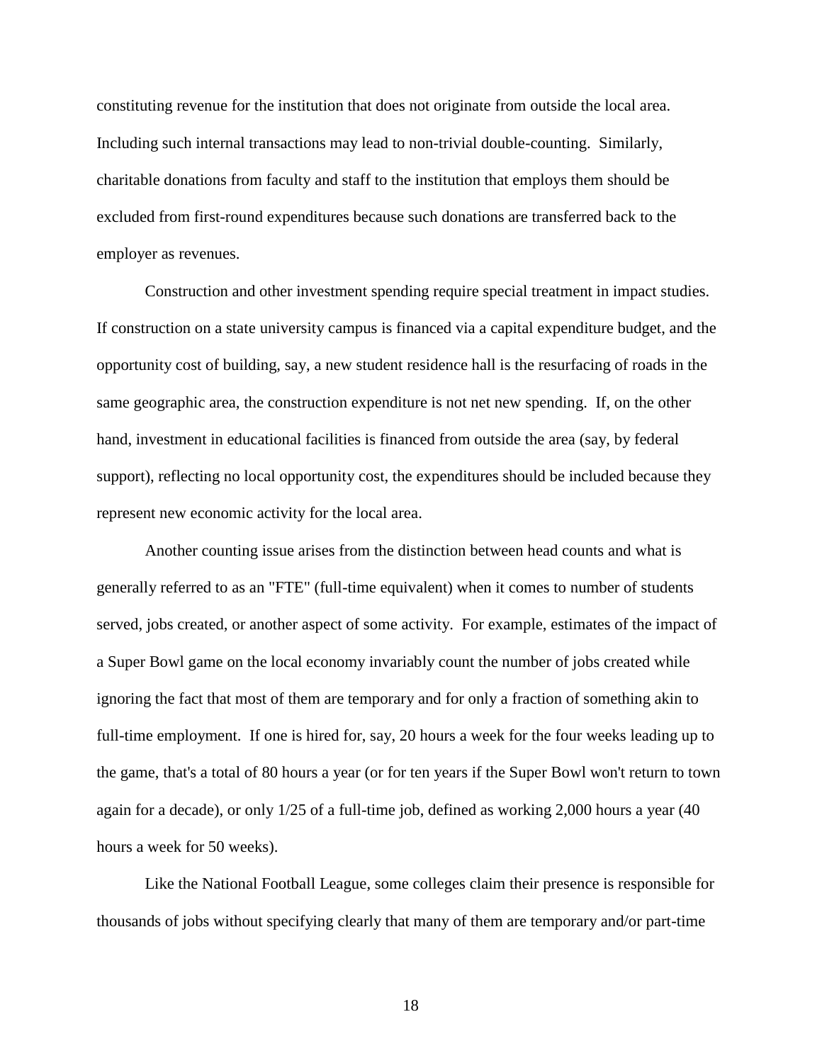constituting revenue for the institution that does not originate from outside the local area. Including such internal transactions may lead to non-trivial double-counting. Similarly, charitable donations from faculty and staff to the institution that employs them should be excluded from first-round expenditures because such donations are transferred back to the employer as revenues.

Construction and other investment spending require special treatment in impact studies. If construction on a state university campus is financed via a capital expenditure budget, and the opportunity cost of building, say, a new student residence hall is the resurfacing of roads in the same geographic area, the construction expenditure is not net new spending. If, on the other hand, investment in educational facilities is financed from outside the area (say, by federal support), reflecting no local opportunity cost, the expenditures should be included because they represent new economic activity for the local area.

Another counting issue arises from the distinction between head counts and what is generally referred to as an "FTE" (full-time equivalent) when it comes to number of students served, jobs created, or another aspect of some activity. For example, estimates of the impact of a Super Bowl game on the local economy invariably count the number of jobs created while ignoring the fact that most of them are temporary and for only a fraction of something akin to full-time employment. If one is hired for, say, 20 hours a week for the four weeks leading up to the game, that's a total of 80 hours a year (or for ten years if the Super Bowl won't return to town again for a decade), or only 1/25 of a full-time job, defined as working 2,000 hours a year (40 hours a week for 50 weeks).

Like the National Football League, some colleges claim their presence is responsible for thousands of jobs without specifying clearly that many of them are temporary and/or part-time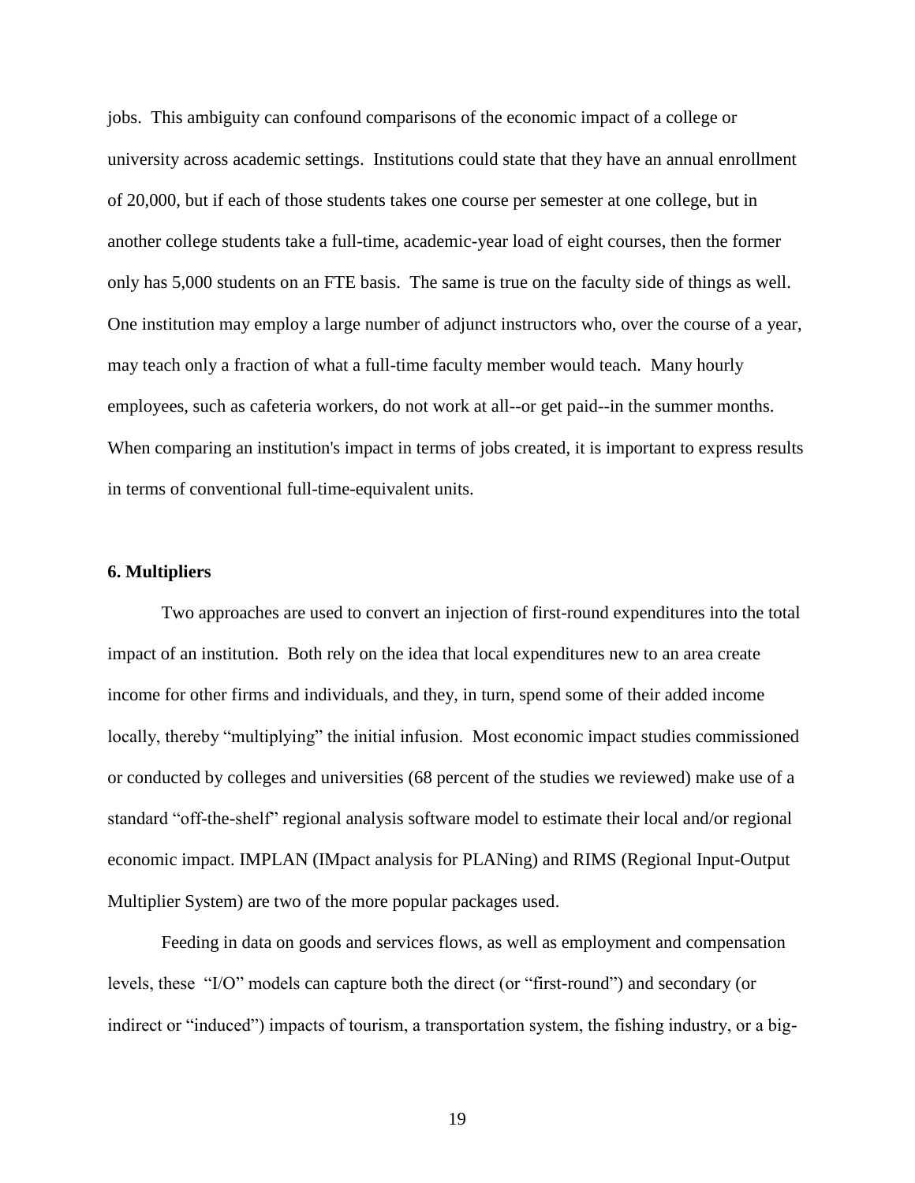jobs. This ambiguity can confound comparisons of the economic impact of a college or university across academic settings. Institutions could state that they have an annual enrollment of 20,000, but if each of those students takes one course per semester at one college, but in another college students take a full-time, academic-year load of eight courses, then the former only has 5,000 students on an FTE basis. The same is true on the faculty side of things as well. One institution may employ a large number of adjunct instructors who, over the course of a year, may teach only a fraction of what a full-time faculty member would teach. Many hourly employees, such as cafeteria workers, do not work at all--or get paid--in the summer months. When comparing an institution's impact in terms of jobs created, it is important to express results in terms of conventional full-time-equivalent units.

### 6. Multipliers

Two approaches are used to convert an injection of first-round expenditures into the total impact of an institution. Both rely on the idea that local expenditures new to an area create income for other firms and individuals, and they, in turn, spend some of their added income locally, thereby "multiplying" the initial infusion. Most economic impact studies commissioned or conducted by colleges and universities (68 percent of the studies we reviewed) make use of a standard "off-the-shelf" regional analysis software model to estimate their local and/or regional economic impact. IMPLAN (IMpact analysis for PLANing) and RIMS (Regional Input-Output Multiplier System) are two of the more popular packages used.

Feeding in data on goods and services flows, as well as employment and compensation levels, these "I/O" models can capture both the direct (or "first-round") and secondary (or indirect or "induced") impacts of tourism, a transportation system, the fishing industry, or a big-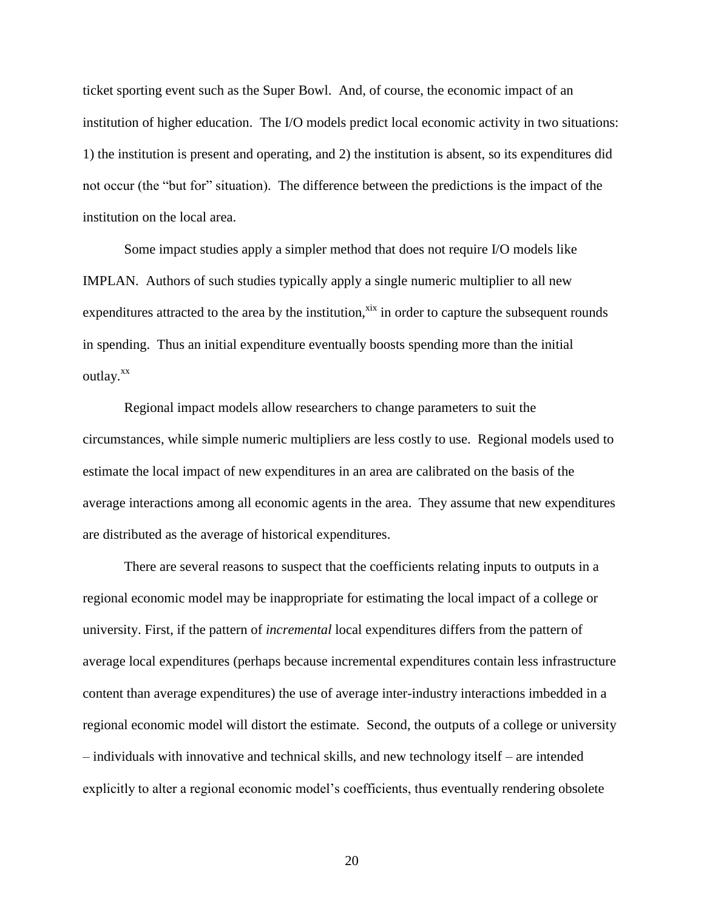ticket sporting event such as the Super Bowl. And, of course, the economic impact of an institution of higher education. The I/O models predict local economic activity in two situations: 1) the institution is present and operating, and 2) the institution is absent, so its expenditures did not occur (the "but for" situation). The difference between the predictions is the impact of the institution on the local area.

Some impact studies apply a simpler method that does not require I/O models like IMPLAN. Authors of such studies typically apply a single numeric multiplier to all new expenditures attracted to the area by the institution,[xix] in order to capture the subsequent rounds in spending. Thus an initial expenditure eventually boosts spending more than the initial outlay.[xx]

Regional impact models allow researchers to change parameters to suit the circumstances, while simple numeric multipliers are less costly to use. Regional models used to estimate the local impact of new expenditures in an area are calibrated on the basis of the average interactions among all economic agents in the area. They assume that new expenditures are distributed as the average of historical expenditures.

There are several reasons to suspect that the coefficients relating inputs to outputs in a regional economic model may be inappropriate for estimating the local impact of a college or university. First, if the pattern of *incremental* local expenditures differs from the pattern of average local expenditures (perhaps because incremental expenditures contain less infrastructure content than average expenditures) the use of average inter-industry interactions imbedded in a regional economic model will distort the estimate. Second, the outputs of a college or university – individuals with innovative and technical skills, and new technology itself – are intended explicitly to alter a regional economic model's coefficients, thus eventually rendering obsolete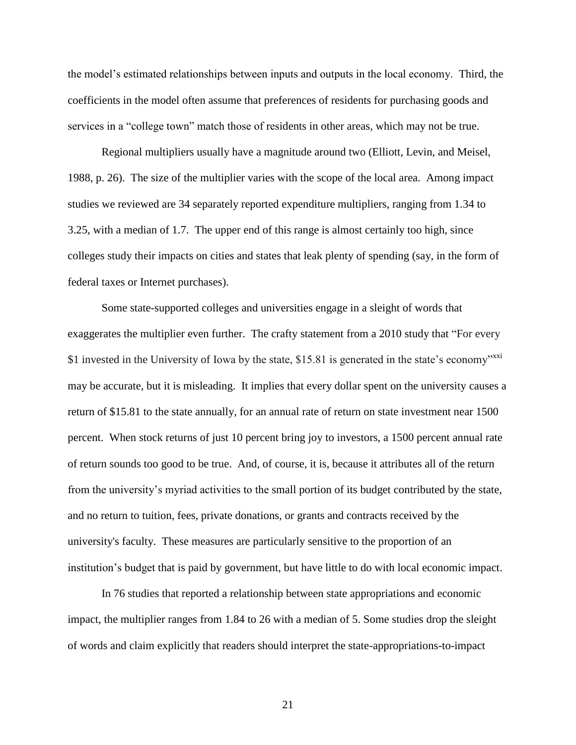the model's estimated relationships between inputs and outputs in the local economy. Third, the coefficients in the model often assume that preferences of residents for purchasing goods and services in a "college town" match those of residents in other areas, which may not be true.

Regional multipliers usually have a magnitude around two (Elliott, Levin, and Meisel, 1988, p. 26). The size of the multiplier varies with the scope of the local area. Among impact studies we reviewed are 34 separately reported expenditure multipliers, ranging from 1.34 to 3.25, with a median of 1.7. The upper end of this range is almost certainly too high, since colleges study their impacts on cities and states that leak plenty of spending (say, in the form of federal taxes or Internet purchases).

Some state-supported colleges and universities engage in a sleight of words that exaggerates the multiplier even further. The crafty statement from a 2010 study that "For every \$1 invested in the University of Iowa by the state, \$15.81 is generated in the state's economy"[xxi] may be accurate, but it is misleading. It implies that every dollar spent on the university causes a return of \$15.81 to the state annually, for an annual rate of return on state investment near 1500 percent. When stock returns of just 10 percent bring joy to investors, a 1500 percent annual rate of return sounds too good to be true. And, of course, it is, because it attributes all of the return from the university's myriad activities to the small portion of its budget contributed by the state, and no return to tuition, fees, private donations, or grants and contracts received by the university's faculty. These measures are particularly sensitive to the proportion of an institution's budget that is paid by government, but have little to do with local economic impact.

In 76 studies that reported a relationship between state appropriations and economic impact, the multiplier ranges from 1.84 to 26 with a median of 5. Some studies drop the sleight of words and claim explicitly that readers should interpret the state-appropriations-to-impact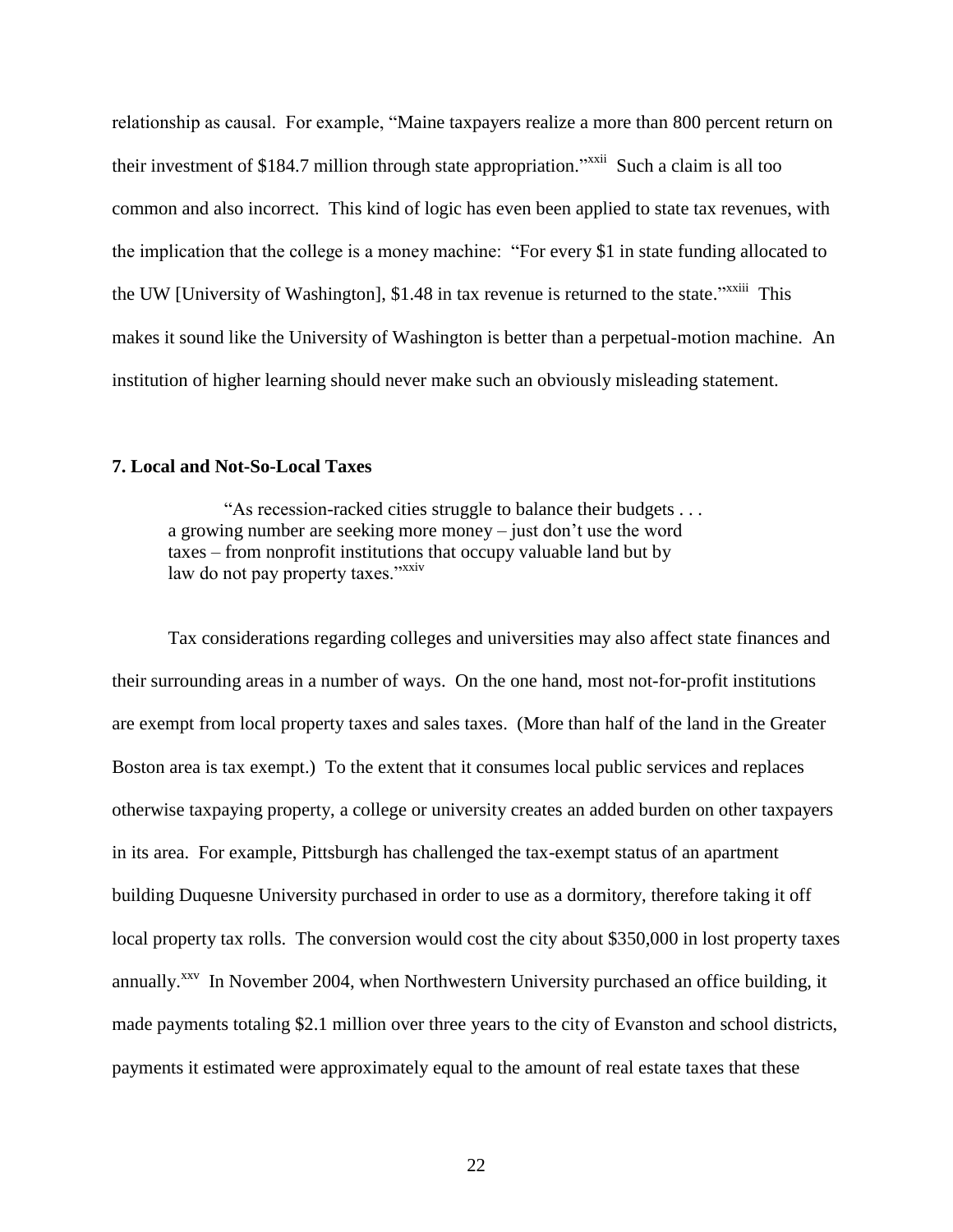relationship as causal. For example, "Maine taxpayers realize a more than 800 percent return on their investment of $184.7 million through state appropriation."[xxii] Such a claim is all too common and also incorrect. This kind of logic has even been applied to state tax revenues, with the implication that the college is a money machine: "For every $1 in state funding allocated to the UW [University of Washington], $1.48 in tax revenue is returned to the state."[xxiii] This makes it sound like the University of Washington is better than a perpetual-motion machine. An institution of higher learning should never make such an obviously misleading statement.

**7. Local and Not-So-Local Taxes**

> "As recession-racked cities struggle to balance their budgets . . . a growing number are seeking more money – just don't use the word taxes – from nonprofit institutions that occupy valuable land but by law do not pay property taxes."[xxiv]

Tax considerations regarding colleges and universities may also affect state finances and their surrounding areas in a number of ways. On the one hand, most not-for-profit institutions are exempt from local property taxes and sales taxes. (More than half of the land in the Greater Boston area is tax exempt.) To the extent that it consumes local public services and replaces otherwise taxpaying property, a college or university creates an added burden on other taxpayers in its area. For example, Pittsburgh has challenged the tax-exempt status of an apartment building Duquesne University purchased in order to use as a dormitory, therefore taking it off local property tax rolls. The conversion would cost the city about $350,000 in lost property taxes annually.[xxv] In November 2004, when Northwestern University purchased an office building, it made payments totaling $2.1 million over three years to the city of Evanston and school districts, payments it estimated were approximately equal to the amount of real estate taxes that these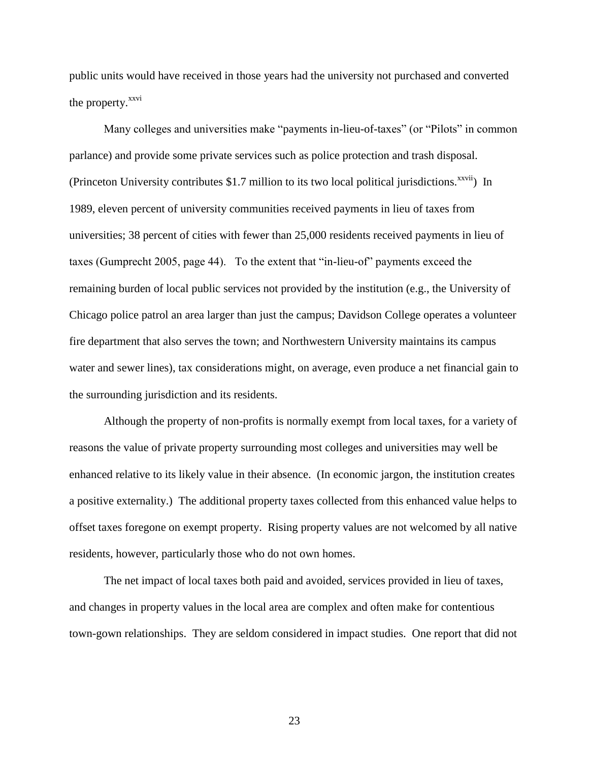public units would have received in those years had the university not purchased and converted the property.[xxvi]

Many colleges and universities make "payments in-lieu-of-taxes" (or "Pilots" in common parlance) and provide some private services such as police protection and trash disposal. (Princeton University contributes $1.7 million to its two local political jurisdictions.[xxvii]) In 1989, eleven percent of university communities received payments in lieu of taxes from universities; 38 percent of cities with fewer than 25,000 residents received payments in lieu of taxes (Gumprecht 2005, page 44). To the extent that "in-lieu-of" payments exceed the remaining burden of local public services not provided by the institution (e.g., the University of Chicago police patrol an area larger than just the campus; Davidson College operates a volunteer fire department that also serves the town; and Northwestern University maintains its campus water and sewer lines), tax considerations might, on average, even produce a net financial gain to the surrounding jurisdiction and its residents.

Although the property of non-profits is normally exempt from local taxes, for a variety of reasons the value of private property surrounding most colleges and universities may well be enhanced relative to its likely value in their absence. (In economic jargon, the institution creates a positive externality.) The additional property taxes collected from this enhanced value helps to offset taxes foregone on exempt property. Rising property values are not welcomed by all native residents, however, particularly those who do not own homes.

The net impact of local taxes both paid and avoided, services provided in lieu of taxes, and changes in property values in the local area are complex and often make for contentious town-gown relationships. They are seldom considered in impact studies. One report that did not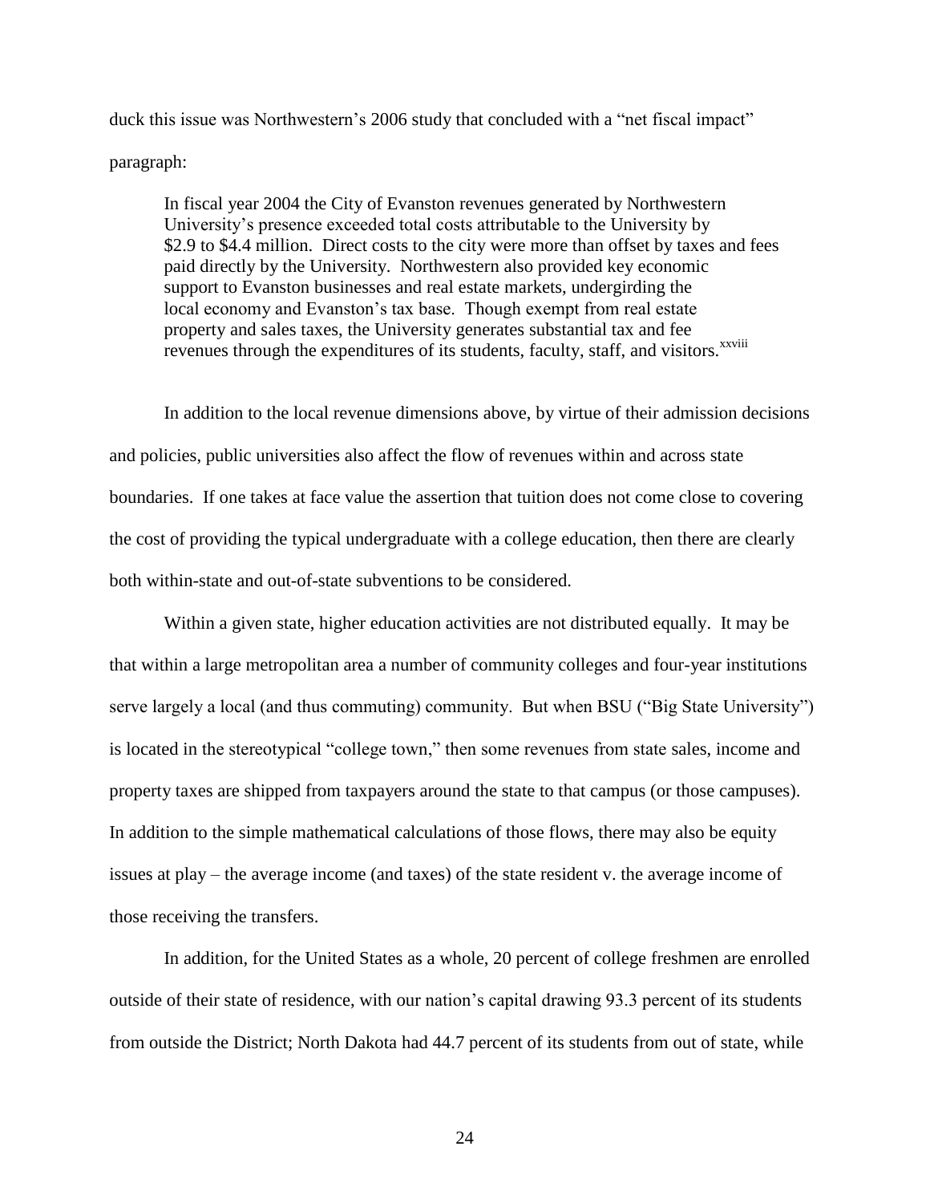duck this issue was Northwestern's 2006 study that concluded with a "net fiscal impact" paragraph:

> In fiscal year 2004 the City of Evanston revenues generated by Northwestern University's presence exceeded total costs attributable to the University by $2.9 to $4.4 million. Direct costs to the city were more than offset by taxes and fees paid directly by the University. Northwestern also provided key economic support to Evanston businesses and real estate markets, undergirding the local economy and Evanston's tax base. Though exempt from real estate property and sales taxes, the University generates substantial tax and fee revenues through the expenditures of its students, faculty, staff, and visitors.[xxviii]

In addition to the local revenue dimensions above, by virtue of their admission decisions and policies, public universities also affect the flow of revenues within and across state boundaries. If one takes at face value the assertion that tuition does not come close to covering the cost of providing the typical undergraduate with a college education, then there are clearly both within-state and out-of-state subventions to be considered.

Within a given state, higher education activities are not distributed equally. It may be that within a large metropolitan area a number of community colleges and four-year institutions serve largely a local (and thus commuting) community. But when BSU ("Big State University") is located in the stereotypical "college town," then some revenues from state sales, income and property taxes are shipped from taxpayers around the state to that campus (or those campuses). In addition to the simple mathematical calculations of those flows, there may also be equity issues at play – the average income (and taxes) of the state resident v. the average income of those receiving the transfers.

In addition, for the United States as a whole, 20 percent of college freshmen are enrolled outside of their state of residence, with our nation's capital drawing 93.3 percent of its students from outside the District; North Dakota had 44.7 percent of its students from out of state, while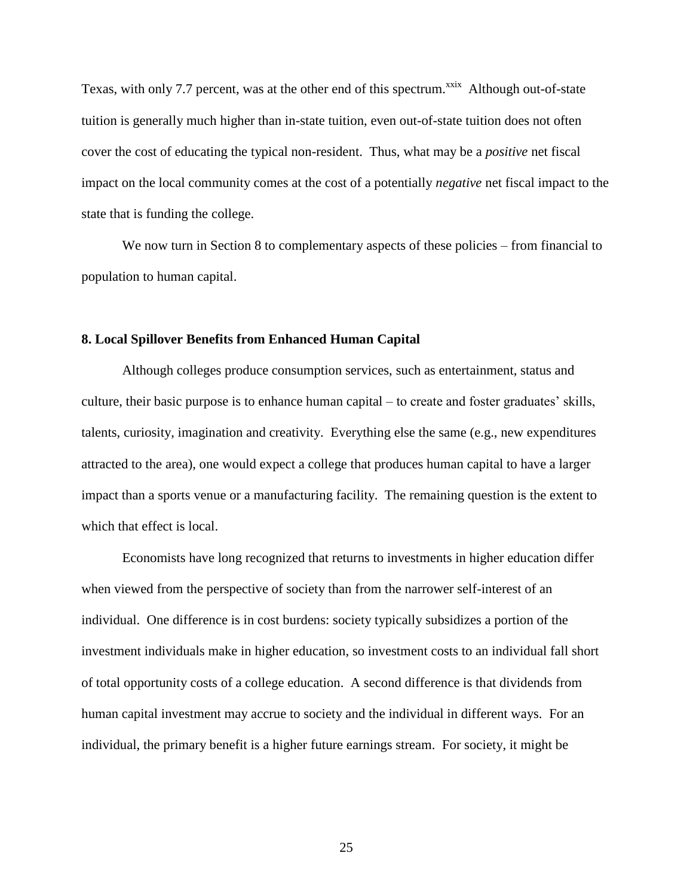Texas, with only 7.7 percent, was at the other end of this spectrum.[xxix] Although out-of-state tuition is generally much higher than in-state tuition, even out-of-state tuition does not often cover the cost of educating the typical non-resident. Thus, what may be a *positive* net fiscal impact on the local community comes at the cost of a potentially *negative* net fiscal impact to the state that is funding the college.

We now turn in Section 8 to complementary aspects of these policies – from financial to population to human capital.

## 8. Local Spillover Benefits from Enhanced Human Capital

Although colleges produce consumption services, such as entertainment, status and culture, their basic purpose is to enhance human capital – to create and foster graduates' skills, talents, curiosity, imagination and creativity. Everything else the same (e.g., new expenditures attracted to the area), one would expect a college that produces human capital to have a larger impact than a sports venue or a manufacturing facility. The remaining question is the extent to which that effect is local.

Economists have long recognized that returns to investments in higher education differ when viewed from the perspective of society than from the narrower self-interest of an individual. One difference is in cost burdens: society typically subsidizes a portion of the investment individuals make in higher education, so investment costs to an individual fall short of total opportunity costs of a college education. A second difference is that dividends from human capital investment may accrue to society and the individual in different ways. For an individual, the primary benefit is a higher future earnings stream. For society, it might be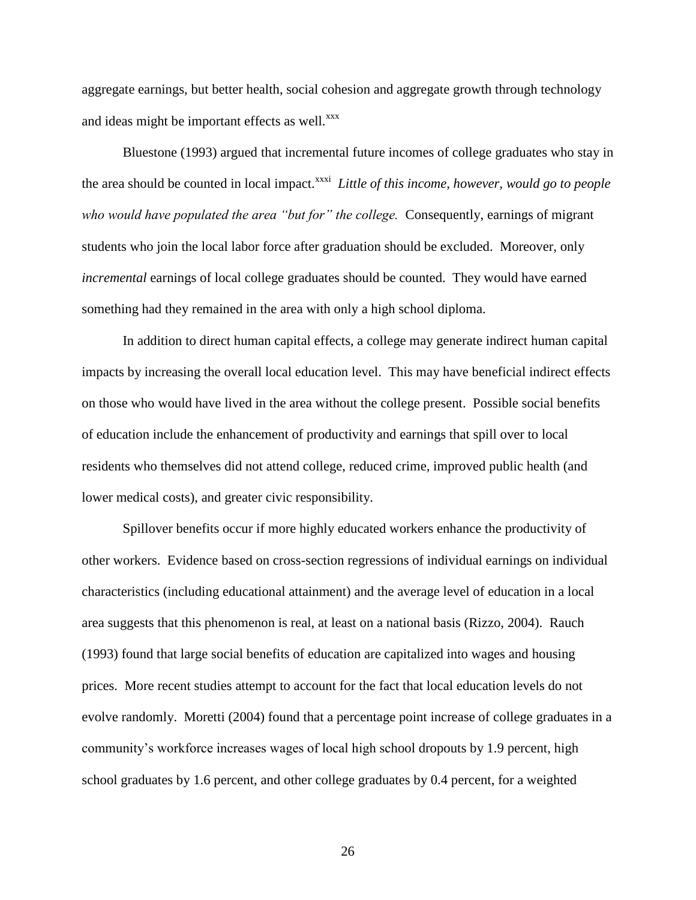aggregate earnings, but better health, social cohesion and aggregate growth through technology and ideas might be important effects as well.[xxx]

Bluestone (1993) argued that incremental future incomes of college graduates who stay in the area should be counted in local impact.[xxxi] *Little of this income, however, would go to people who would have populated the area "but for" the college.* Consequently, earnings of migrant students who join the local labor force after graduation should be excluded. Moreover, only *incremental* earnings of local college graduates should be counted. They would have earned something had they remained in the area with only a high school diploma.

In addition to direct human capital effects, a college may generate indirect human capital impacts by increasing the overall local education level. This may have beneficial indirect effects on those who would have lived in the area without the college present. Possible social benefits of education include the enhancement of productivity and earnings that spill over to local residents who themselves did not attend college, reduced crime, improved public health (and lower medical costs), and greater civic responsibility.

Spillover benefits occur if more highly educated workers enhance the productivity of other workers. Evidence based on cross-section regressions of individual earnings on individual characteristics (including educational attainment) and the average level of education in a local area suggests that this phenomenon is real, at least on a national basis (Rizzo, 2004). Rauch (1993) found that large social benefits of education are capitalized into wages and housing prices. More recent studies attempt to account for the fact that local education levels do not evolve randomly. Moretti (2004) found that a percentage point increase of college graduates in a community's workforce increases wages of local high school dropouts by 1.9 percent, high school graduates by 1.6 percent, and other college graduates by 0.4 percent, for a weighted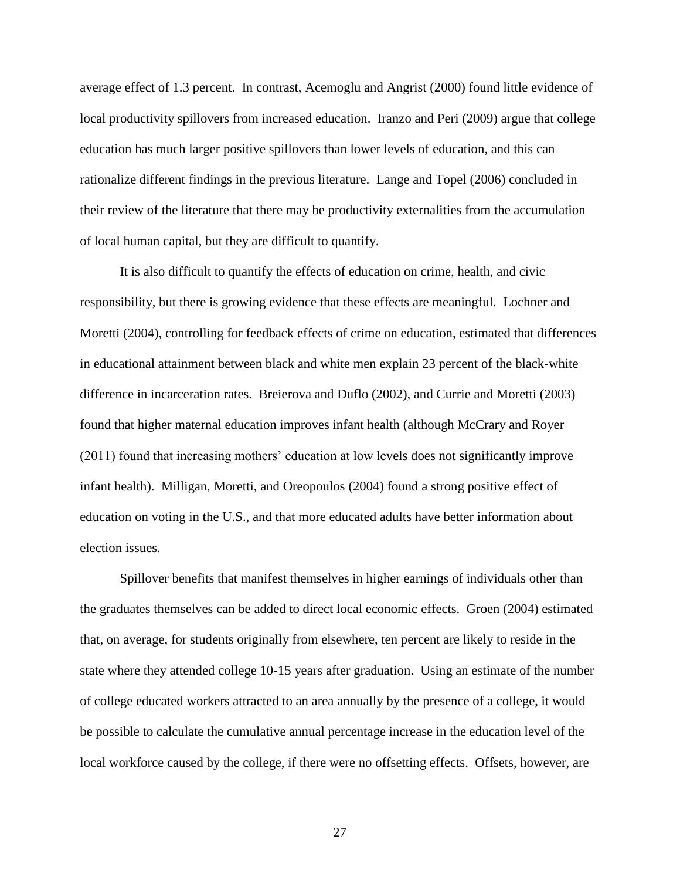average effect of 1.3 percent. In contrast, Acemoglu and Angrist (2000) found little evidence of local productivity spillovers from increased education. Iranzo and Peri (2009) argue that college education has much larger positive spillovers than lower levels of education, and this can rationalize different findings in the previous literature. Lange and Topel (2006) concluded in their review of the literature that there may be productivity externalities from the accumulation of local human capital, but they are difficult to quantify.

It is also difficult to quantify the effects of education on crime, health, and civic responsibility, but there is growing evidence that these effects are meaningful. Lochner and Moretti (2004), controlling for feedback effects of crime on education, estimated that differences in educational attainment between black and white men explain 23 percent of the black-white difference in incarceration rates. Breierova and Duflo (2002), and Currie and Moretti (2003) found that higher maternal education improves infant health (although McCrary and Royer (2011) found that increasing mothers' education at low levels does not significantly improve infant health). Milligan, Moretti, and Oreopoulos (2004) found a strong positive effect of education on voting in the U.S., and that more educated adults have better information about election issues.

Spillover benefits that manifest themselves in higher earnings of individuals other than the graduates themselves can be added to direct local economic effects. Groen (2004) estimated that, on average, for students originally from elsewhere, ten percent are likely to reside in the state where they attended college 10-15 years after graduation. Using an estimate of the number of college educated workers attracted to an area annually by the presence of a college, it would be possible to calculate the cumulative annual percentage increase in the education level of the local workforce caused by the college, if there were no offsetting effects. Offsets, however, are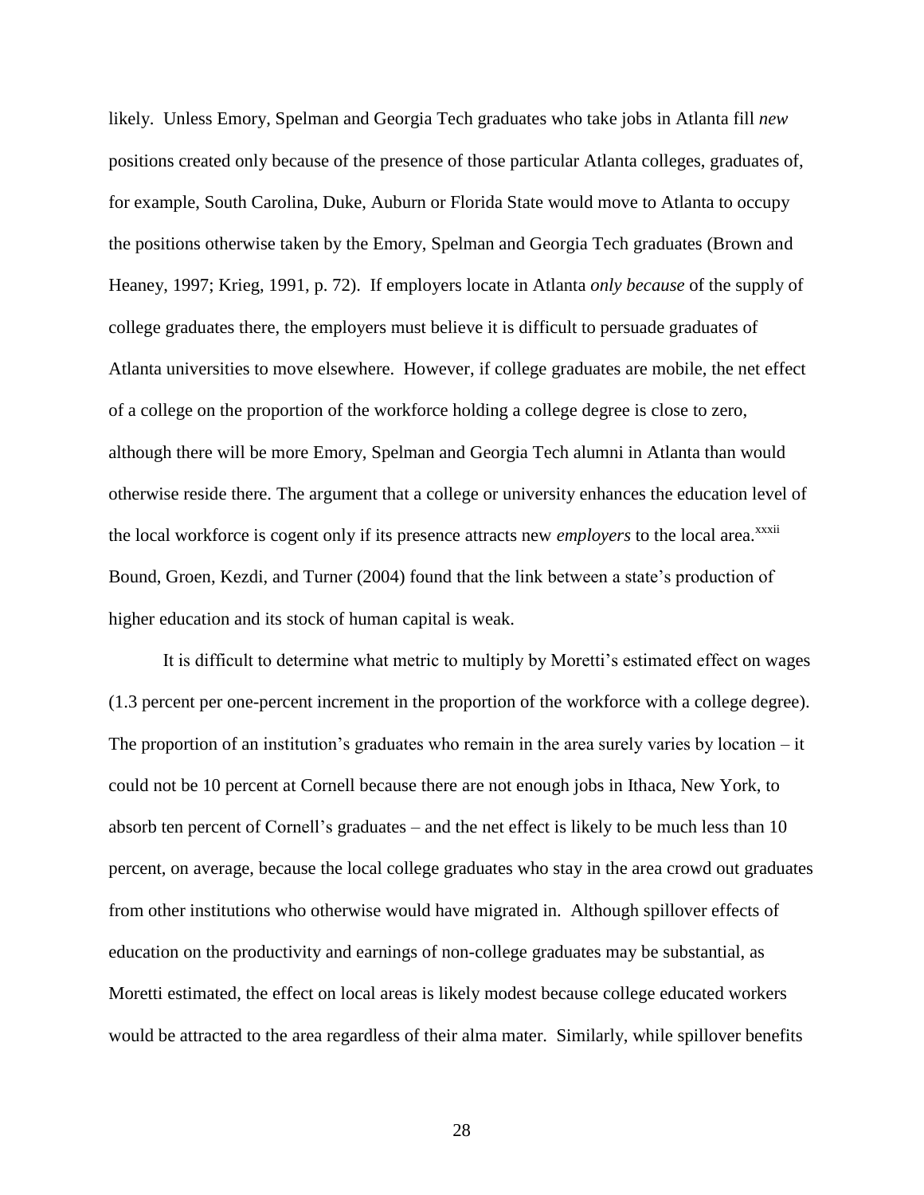likely. Unless Emory, Spelman and Georgia Tech graduates who take jobs in Atlanta fill *new* positions created only because of the presence of those particular Atlanta colleges, graduates of, for example, South Carolina, Duke, Auburn or Florida State would move to Atlanta to occupy the positions otherwise taken by the Emory, Spelman and Georgia Tech graduates (Brown and Heaney, 1997; Krieg, 1991, p. 72). If employers locate in Atlanta *only because* of the supply of college graduates there, the employers must believe it is difficult to persuade graduates of Atlanta universities to move elsewhere. However, if college graduates are mobile, the net effect of a college on the proportion of the workforce holding a college degree is close to zero, although there will be more Emory, Spelman and Georgia Tech alumni in Atlanta than would otherwise reside there. The argument that a college or university enhances the education level of the local workforce is cogent only if its presence attracts new *employers* to the local area.[xxxii] Bound, Groen, Kezdi, and Turner (2004) found that the link between a state's production of higher education and its stock of human capital is weak.

It is difficult to determine what metric to multiply by Moretti's estimated effect on wages (1.3 percent per one-percent increment in the proportion of the workforce with a college degree). The proportion of an institution's graduates who remain in the area surely varies by location – it could not be 10 percent at Cornell because there are not enough jobs in Ithaca, New York, to absorb ten percent of Cornell's graduates – and the net effect is likely to be much less than 10 percent, on average, because the local college graduates who stay in the area crowd out graduates from other institutions who otherwise would have migrated in. Although spillover effects of education on the productivity and earnings of non-college graduates may be substantial, as Moretti estimated, the effect on local areas is likely modest because college educated workers would be attracted to the area regardless of their alma mater. Similarly, while spillover benefits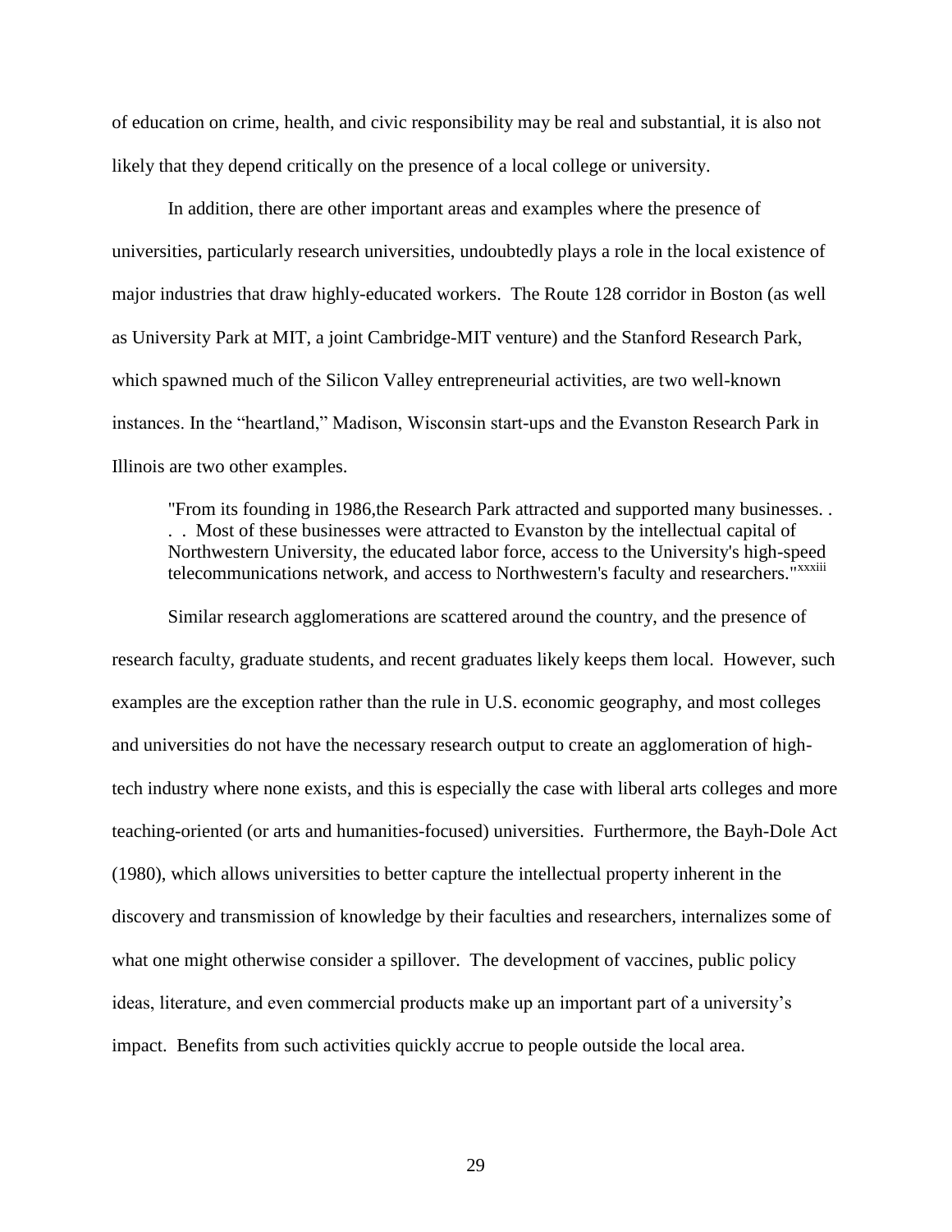of education on crime, health, and civic responsibility may be real and substantial, it is also not likely that they depend critically on the presence of a local college or university.

In addition, there are other important areas and examples where the presence of universities, particularly research universities, undoubtedly plays a role in the local existence of major industries that draw highly-educated workers. The Route 128 corridor in Boston (as well as University Park at MIT, a joint Cambridge-MIT venture) and the Stanford Research Park, which spawned much of the Silicon Valley entrepreneurial activities, are two well-known instances. In the "heartland," Madison, Wisconsin start-ups and the Evanston Research Park in Illinois are two other examples.

> "From its founding in 1986,the Research Park attracted and supported many businesses. . . . Most of these businesses were attracted to Evanston by the intellectual capital of Northwestern University, the educated labor force, access to the University's high-speed telecommunications network, and access to Northwestern's faculty and researchers."[xxxiii]

Similar research agglomerations are scattered around the country, and the presence of research faculty, graduate students, and recent graduates likely keeps them local. However, such examples are the exception rather than the rule in U.S. economic geography, and most colleges and universities do not have the necessary research output to create an agglomeration of high-tech industry where none exists, and this is especially the case with liberal arts colleges and more teaching-oriented (or arts and humanities-focused) universities. Furthermore, the Bayh-Dole Act (1980), which allows universities to better capture the intellectual property inherent in the discovery and transmission of knowledge by their faculties and researchers, internalizes some of what one might otherwise consider a spillover. The development of vaccines, public policy ideas, literature, and even commercial products make up an important part of a university's impact. Benefits from such activities quickly accrue to people outside the local area.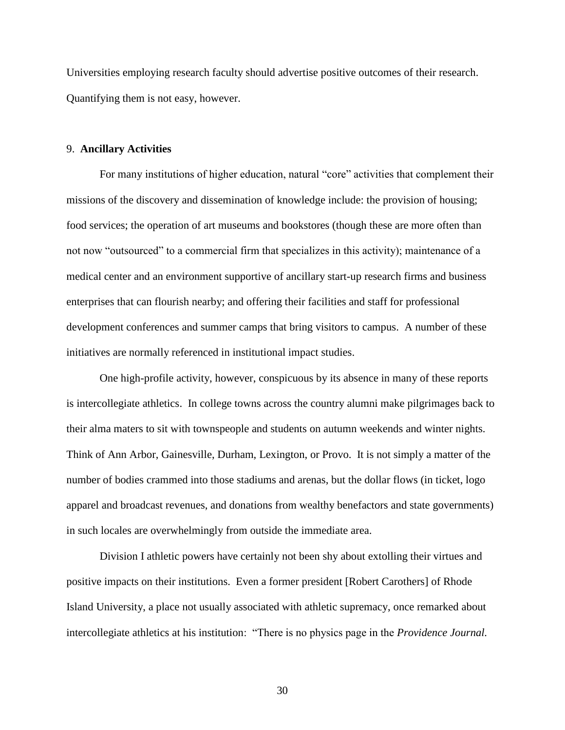Universities employing research faculty should advertise positive outcomes of their research. Quantifying them is not easy, however.

## 9. **Ancillary Activities**

For many institutions of higher education, natural "core" activities that complement their missions of the discovery and dissemination of knowledge include: the provision of housing; food services; the operation of art museums and bookstores (though these are more often than not now "outsourced" to a commercial firm that specializes in this activity); maintenance of a medical center and an environment supportive of ancillary start-up research firms and business enterprises that can flourish nearby; and offering their facilities and staff for professional development conferences and summer camps that bring visitors to campus. A number of these initiatives are normally referenced in institutional impact studies.

One high-profile activity, however, conspicuous by its absence in many of these reports is intercollegiate athletics. In college towns across the country alumni make pilgrimages back to their alma maters to sit with townspeople and students on autumn weekends and winter nights. Think of Ann Arbor, Gainesville, Durham, Lexington, or Provo. It is not simply a matter of the number of bodies crammed into those stadiums and arenas, but the dollar flows (in ticket, logo apparel and broadcast revenues, and donations from wealthy benefactors and state governments) in such locales are overwhelmingly from outside the immediate area.

Division I athletic powers have certainly not been shy about extolling their virtues and positive impacts on their institutions. Even a former president [Robert Carothers] of Rhode Island University, a place not usually associated with athletic supremacy, once remarked about intercollegiate athletics at his institution: "There is no physics page in the *Providence Journal.*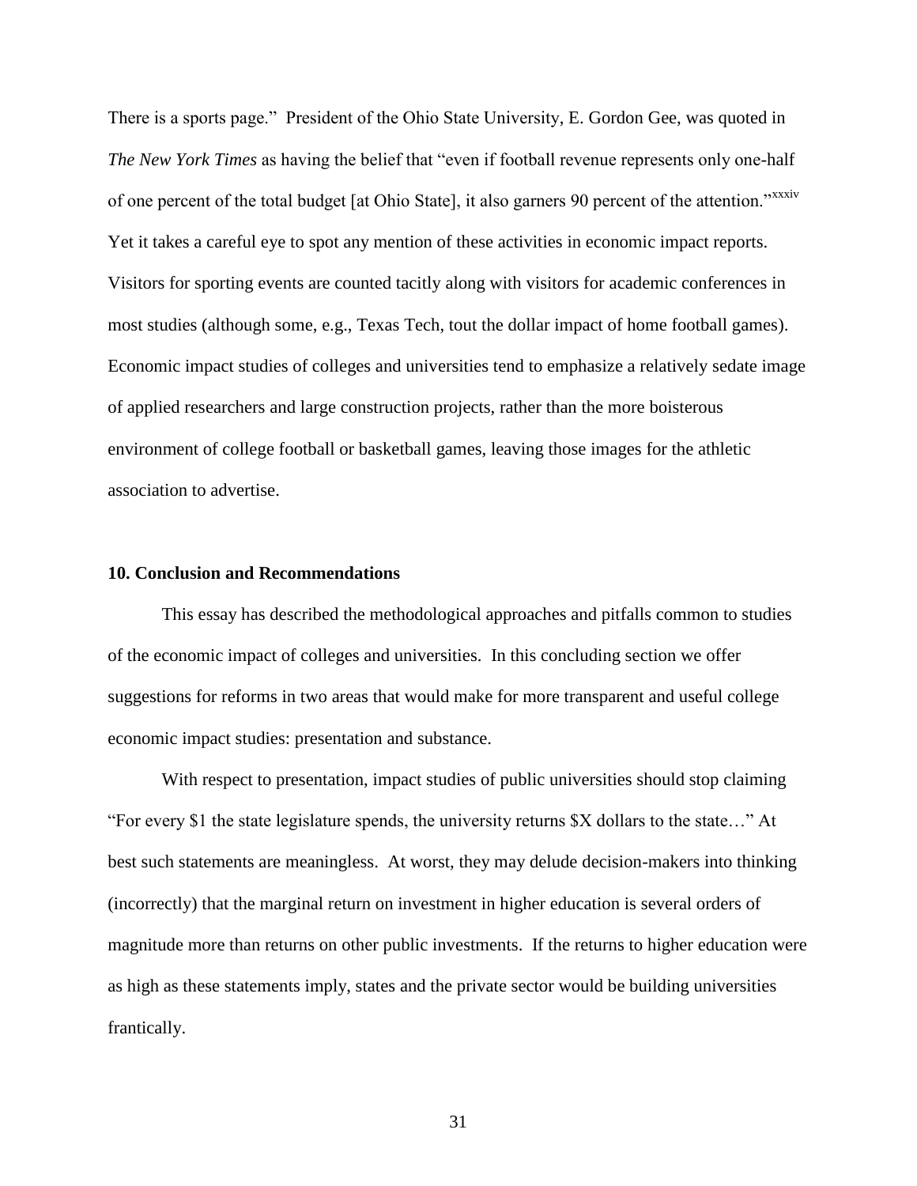There is a sports page." President of the Ohio State University, E. Gordon Gee, was quoted in *The New York Times* as having the belief that "even if football revenue represents only one-half of one percent of the total budget [at Ohio State], it also garners 90 percent of the attention."[xxxiv] Yet it takes a careful eye to spot any mention of these activities in economic impact reports. Visitors for sporting events are counted tacitly along with visitors for academic conferences in most studies (although some, e.g., Texas Tech, tout the dollar impact of home football games). Economic impact studies of colleges and universities tend to emphasize a relatively sedate image of applied researchers and large construction projects, rather than the more boisterous environment of college football or basketball games, leaving those images for the athletic association to advertise.

**10. Conclusion and Recommendations**

This essay has described the methodological approaches and pitfalls common to studies of the economic impact of colleges and universities. In this concluding section we offer suggestions for reforms in two areas that would make for more transparent and useful college economic impact studies: presentation and substance.

With respect to presentation, impact studies of public universities should stop claiming "For every $1 the state legislature spends, the university returns $X dollars to the state…" At best such statements are meaningless. At worst, they may delude decision-makers into thinking (incorrectly) that the marginal return on investment in higher education is several orders of magnitude more than returns on other public investments. If the returns to higher education were as high as these statements imply, states and the private sector would be building universities frantically.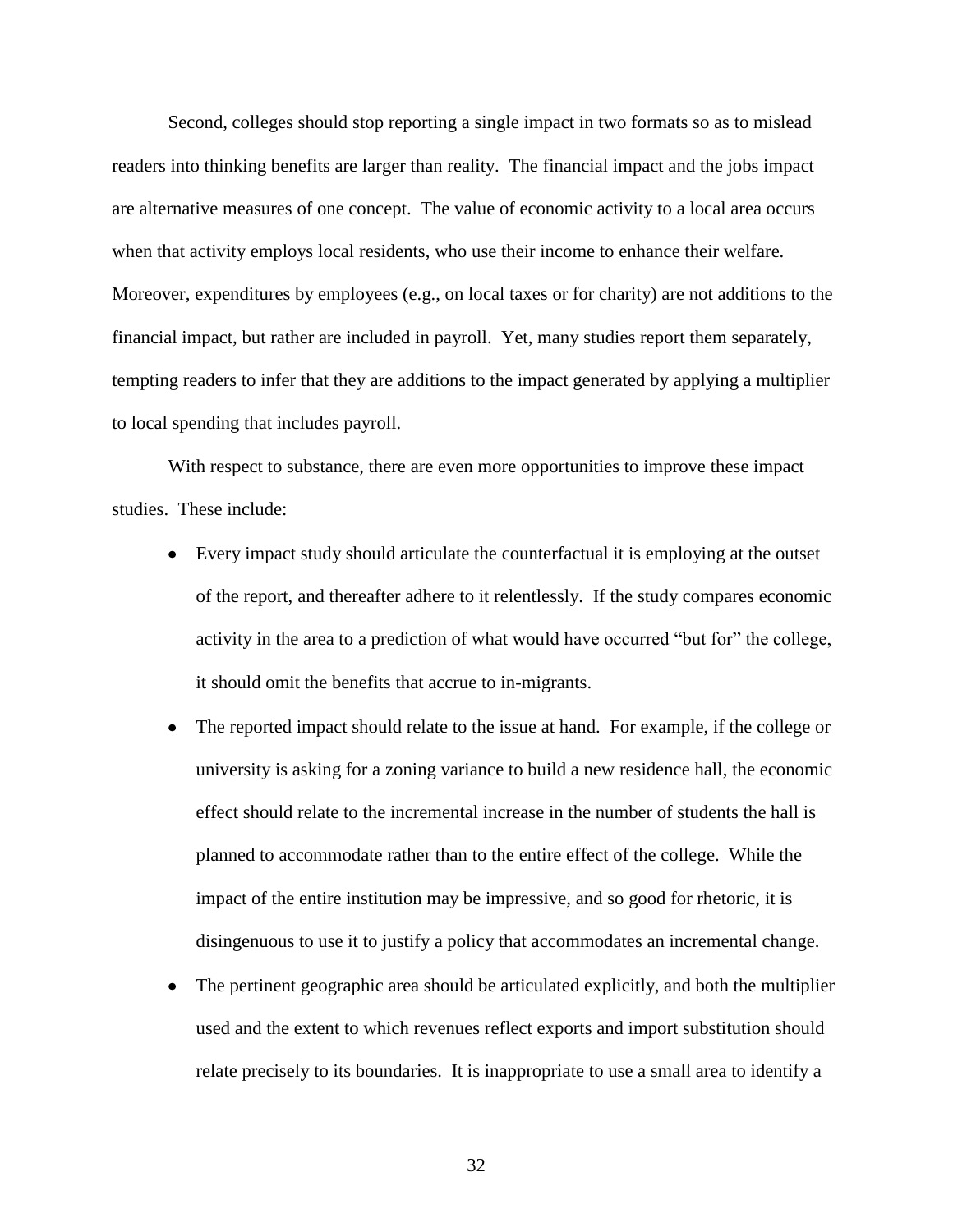Second, colleges should stop reporting a single impact in two formats so as to mislead readers into thinking benefits are larger than reality. The financial impact and the jobs impact are alternative measures of one concept. The value of economic activity to a local area occurs when that activity employs local residents, who use their income to enhance their welfare. Moreover, expenditures by employees (e.g., on local taxes or for charity) are not additions to the financial impact, but rather are included in payroll. Yet, many studies report them separately, tempting readers to infer that they are additions to the impact generated by applying a multiplier to local spending that includes payroll.

With respect to substance, there are even more opportunities to improve these impact studies. These include:

- Every impact study should articulate the counterfactual it is employing at the outset of the report, and thereafter adhere to it relentlessly. If the study compares economic activity in the area to a prediction of what would have occurred "but for" the college, it should omit the benefits that accrue to in-migrants.
- The reported impact should relate to the issue at hand. For example, if the college or university is asking for a zoning variance to build a new residence hall, the economic effect should relate to the incremental increase in the number of students the hall is planned to accommodate rather than to the entire effect of the college. While the impact of the entire institution may be impressive, and so good for rhetoric, it is disingenuous to use it to justify a policy that accommodates an incremental change.
- The pertinent geographic area should be articulated explicitly, and both the multiplier used and the extent to which revenues reflect exports and import substitution should relate precisely to its boundaries. It is inappropriate to use a small area to identify a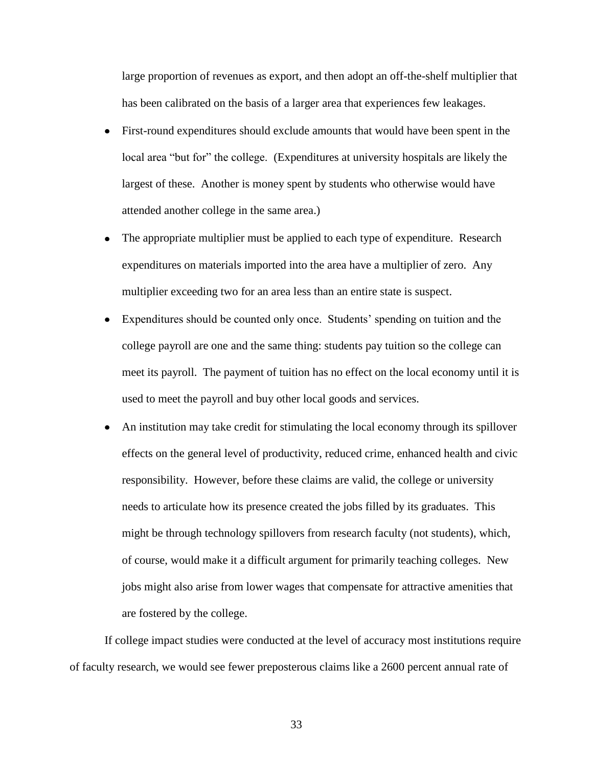large proportion of revenues as export, and then adopt an off-the-shelf multiplier that has been calibrated on the basis of a larger area that experiences few leakages.

- First-round expenditures should exclude amounts that would have been spent in the local area "but for" the college. (Expenditures at university hospitals are likely the largest of these. Another is money spent by students who otherwise would have attended another college in the same area.)
- The appropriate multiplier must be applied to each type of expenditure. Research expenditures on materials imported into the area have a multiplier of zero. Any multiplier exceeding two for an area less than an entire state is suspect.
- Expenditures should be counted only once. Students' spending on tuition and the college payroll are one and the same thing: students pay tuition so the college can meet its payroll. The payment of tuition has no effect on the local economy until it is used to meet the payroll and buy other local goods and services.
- An institution may take credit for stimulating the local economy through its spillover effects on the general level of productivity, reduced crime, enhanced health and civic responsibility. However, before these claims are valid, the college or university needs to articulate how its presence created the jobs filled by its graduates. This might be through technology spillovers from research faculty (not students), which, of course, would make it a difficult argument for primarily teaching colleges. New jobs might also arise from lower wages that compensate for attractive amenities that are fostered by the college.

If college impact studies were conducted at the level of accuracy most institutions require of faculty research, we would see fewer preposterous claims like a 2600 percent annual rate of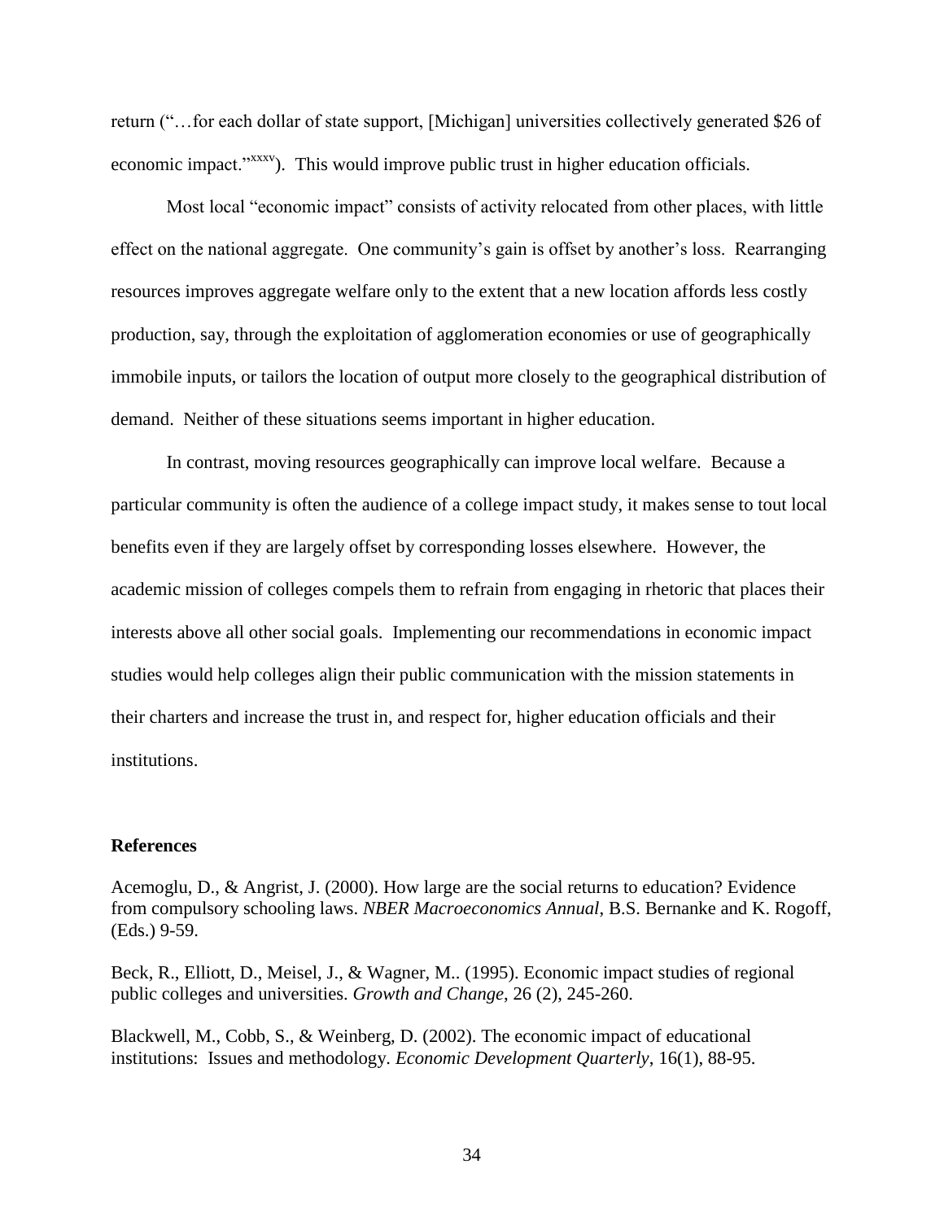return ("…for each dollar of state support, [Michigan] universities collectively generated $26 of economic impact."[xxxv]). This would improve public trust in higher education officials.

Most local "economic impact" consists of activity relocated from other places, with little effect on the national aggregate. One community's gain is offset by another's loss. Rearranging resources improves aggregate welfare only to the extent that a new location affords less costly production, say, through the exploitation of agglomeration economies or use of geographically immobile inputs, or tailors the location of output more closely to the geographical distribution of demand. Neither of these situations seems important in higher education.

In contrast, moving resources geographically can improve local welfare. Because a particular community is often the audience of a college impact study, it makes sense to tout local benefits even if they are largely offset by corresponding losses elsewhere. However, the academic mission of colleges compels them to refrain from engaging in rhetoric that places their interests above all other social goals. Implementing our recommendations in economic impact studies would help colleges align their public communication with the mission statements in their charters and increase the trust in, and respect for, higher education officials and their institutions.

## References

Acemoglu, D., & Angrist, J. (2000). How large are the social returns to education? Evidence from compulsory schooling laws. *NBER Macroeconomics Annual*, B.S. Bernanke and K. Rogoff, (Eds.) 9-59.

Beck, R., Elliott, D., Meisel, J., & Wagner, M.. (1995). Economic impact studies of regional public colleges and universities. *Growth and Change*, 26 (2), 245-260.

Blackwell, M., Cobb, S., & Weinberg, D. (2002). The economic impact of educational institutions: Issues and methodology. *Economic Development Quarterly*, 16(1), 88-95.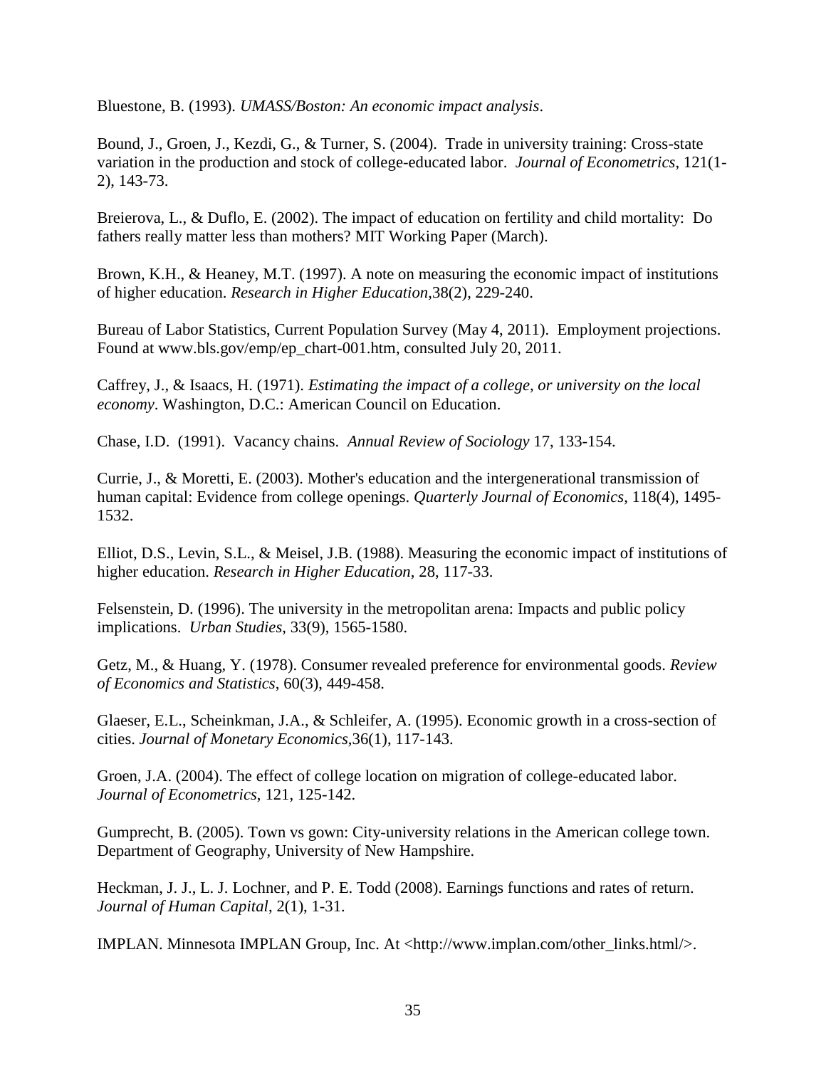Bluestone, B. (1993). *UMASS/Boston: An economic impact analysis*.

Bound, J., Groen, J., Kezdi, G., & Turner, S. (2004). Trade in university training: Cross-state variation in the production and stock of college-educated labor. *Journal of Econometrics*, 121(1-2), 143-73.

Breierova, L., & Duflo, E. (2002). The impact of education on fertility and child mortality: Do fathers really matter less than mothers? MIT Working Paper (March).

Brown, K.H., & Heaney, M.T. (1997). A note on measuring the economic impact of institutions of higher education. *Research in Higher Education*,38(2), 229-240.

Bureau of Labor Statistics, Current Population Survey (May 4, 2011). Employment projections. Found at www.bls.gov/emp/ep_chart-001.htm, consulted July 20, 2011.

Caffrey, J., & Isaacs, H. (1971). *Estimating the impact of a college, or university on the local economy*. Washington, D.C.: American Council on Education.

Chase, I.D. (1991). Vacancy chains. *Annual Review of Sociology* 17, 133-154.

Currie, J., & Moretti, E. (2003). Mother's education and the intergenerational transmission of human capital: Evidence from college openings. *Quarterly Journal of Economics*, 118(4), 1495-1532.

Elliot, D.S., Levin, S.L., & Meisel, J.B. (1988). Measuring the economic impact of institutions of higher education. *Research in Higher Education*, 28, 117-33.

Felsenstein, D. (1996). The university in the metropolitan arena: Impacts and public policy implications. *Urban Studies*, 33(9), 1565-1580.

Getz, M., & Huang, Y. (1978). Consumer revealed preference for environmental goods. *Review of Economics and Statistics*, 60(3), 449-458.

Glaeser, E.L., Scheinkman, J.A., & Schleifer, A. (1995). Economic growth in a cross-section of cities. *Journal of Monetary Economics*,36(1), 117-143.

Groen, J.A. (2004). The effect of college location on migration of college-educated labor. *Journal of Econometrics*, 121, 125-142.

Gumprecht, B. (2005). Town vs gown: City-university relations in the American college town. Department of Geography, University of New Hampshire.

Heckman, J. J., L. J. Lochner, and P. E. Todd (2008). Earnings functions and rates of return. *Journal of Human Capital*, 2(1), 1-31.

IMPLAN. Minnesota IMPLAN Group, Inc. At <http://www.implan.com/other_links.html/>.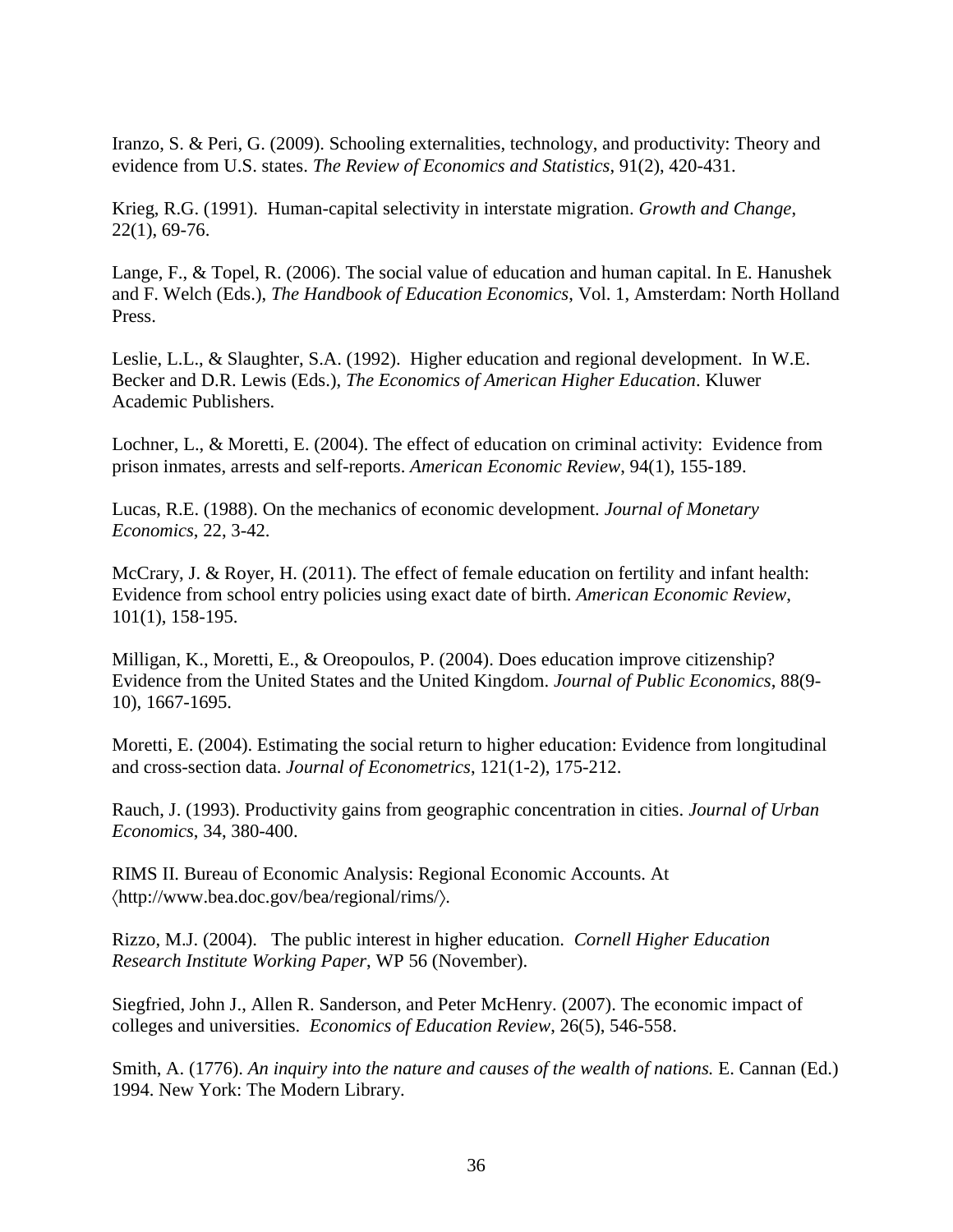Iranzo, S. & Peri, G. (2009). Schooling externalities, technology, and productivity: Theory and evidence from U.S. states. *The Review of Economics and Statistics*, 91(2), 420-431.

Krieg, R.G. (1991). Human-capital selectivity in interstate migration. *Growth and Change*, 22(1), 69-76.

Lange, F., & Topel, R. (2006). The social value of education and human capital. In E. Hanushek and F. Welch (Eds.), *The Handbook of Education Economics*, Vol. 1, Amsterdam: North Holland Press.

Leslie, L.L., & Slaughter, S.A. (1992). Higher education and regional development. In W.E. Becker and D.R. Lewis (Eds.), *The Economics of American Higher Education*. Kluwer Academic Publishers.

Lochner, L., & Moretti, E. (2004). The effect of education on criminal activity: Evidence from prison inmates, arrests and self-reports. *American Economic Review*, 94(1), 155-189.

Lucas, R.E. (1988). On the mechanics of economic development. *Journal of Monetary Economics*, 22, 3-42.

McCrary, J. & Royer, H. (2011). The effect of female education on fertility and infant health: Evidence from school entry policies using exact date of birth. *American Economic Review*, 101(1), 158-195.

Milligan, K., Moretti, E., & Oreopoulos, P. (2004). Does education improve citizenship? Evidence from the United States and the United Kingdom. *Journal of Public Economics*, 88(9-10), 1667-1695.

Moretti, E. (2004). Estimating the social return to higher education: Evidence from longitudinal and cross-section data. *Journal of Econometrics*, 121(1-2), 175-212.

Rauch, J. (1993). Productivity gains from geographic concentration in cities. *Journal of Urban Economics*, 34, 380-400.

RIMS II. Bureau of Economic Analysis: Regional Economic Accounts. At ⟨http://www.bea.doc.gov/bea/regional/rims/⟩.

Rizzo, M.J. (2004). The public interest in higher education. *Cornell Higher Education Research Institute Working Paper*, WP 56 (November).

Siegfried, John J., Allen R. Sanderson, and Peter McHenry. (2007). The economic impact of colleges and universities. *Economics of Education Review*, 26(5), 546-558.

Smith, A. (1776). *An inquiry into the nature and causes of the wealth of nations.* E. Cannan (Ed.) 1994. New York: The Modern Library.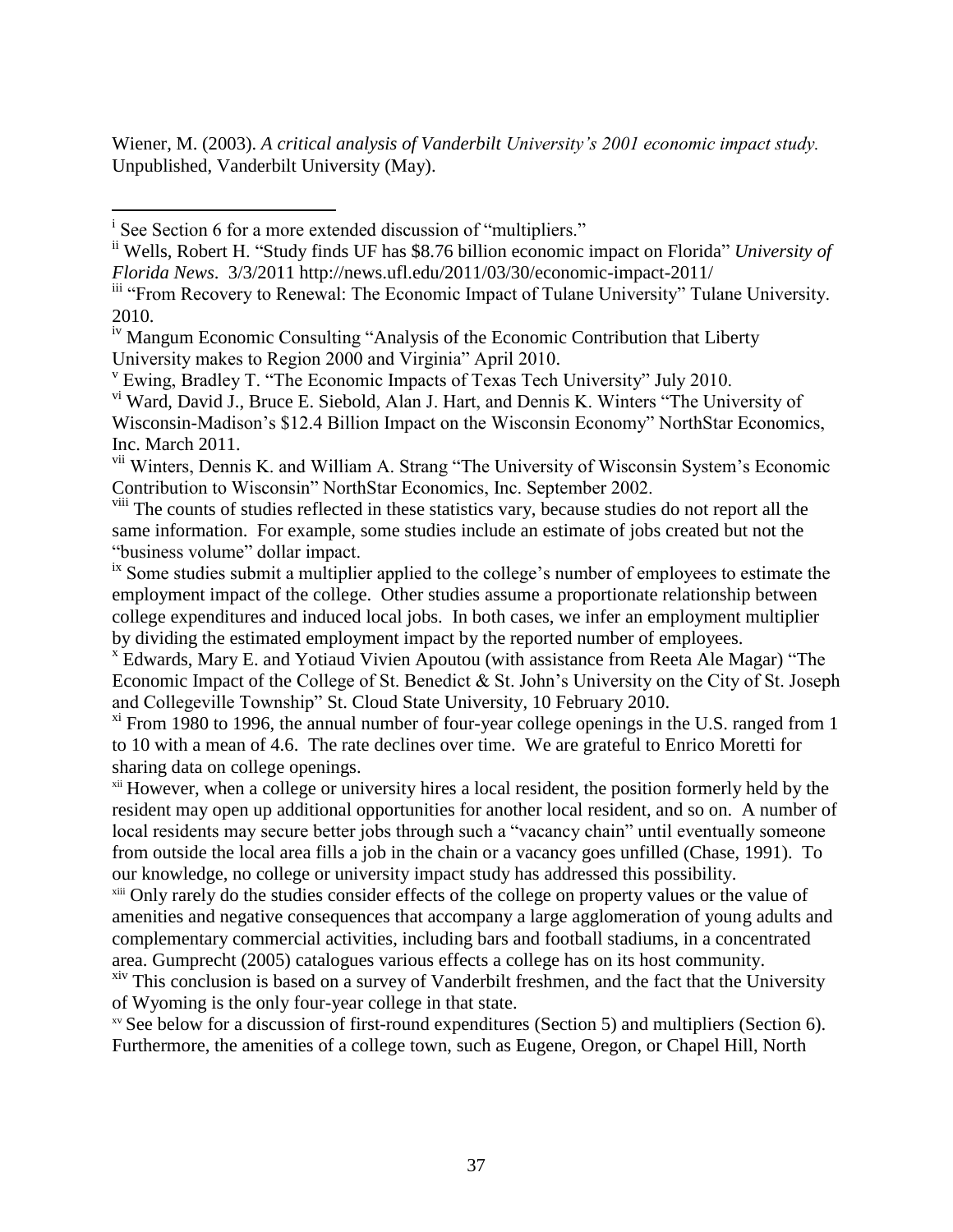Wiener, M. (2003). *A critical analysis of Vanderbilt University's 2001 economic impact study.* Unpublished, Vanderbilt University (May).

---

[i] See Section 6 for a more extended discussion of "multipliers."

[ii] Wells, Robert H. "Study finds UF has $8.76 billion economic impact on Florida" *University of Florida News*. 3/3/2011 http://news.ufl.edu/2011/03/30/economic-impact-2011/

[iii] "From Recovery to Renewal: The Economic Impact of Tulane University" Tulane University. 2010.

[iv] Mangum Economic Consulting "Analysis of the Economic Contribution that Liberty University makes to Region 2000 and Virginia" April 2010.

[v] Ewing, Bradley T. "The Economic Impacts of Texas Tech University" July 2010.

[vi] Ward, David J., Bruce E. Siebold, Alan J. Hart, and Dennis K. Winters "The University of Wisconsin-Madison's $12.4 Billion Impact on the Wisconsin Economy" NorthStar Economics, Inc. March 2011.

[vii] Winters, Dennis K. and William A. Strang "The University of Wisconsin System's Economic Contribution to Wisconsin" NorthStar Economics, Inc. September 2002.

[viii] The counts of studies reflected in these statistics vary, because studies do not report all the same information. For example, some studies include an estimate of jobs created but not the "business volume" dollar impact.

[ix] Some studies submit a multiplier applied to the college's number of employees to estimate the employment impact of the college. Other studies assume a proportionate relationship between college expenditures and induced local jobs. In both cases, we infer an employment multiplier by dividing the estimated employment impact by the reported number of employees.

[x] Edwards, Mary E. and Yotiaud Vivien Apoutou (with assistance from Reeta Ale Magar) "The Economic Impact of the College of St. Benedict & St. John's University on the City of St. Joseph and Collegeville Township" St. Cloud State University, 10 February 2010.

[xi] From 1980 to 1996, the annual number of four-year college openings in the U.S. ranged from 1 to 10 with a mean of 4.6. The rate declines over time. We are grateful to Enrico Moretti for sharing data on college openings.

[xii] However, when a college or university hires a local resident, the position formerly held by the resident may open up additional opportunities for another local resident, and so on. A number of local residents may secure better jobs through such a "vacancy chain" until eventually someone from outside the local area fills a job in the chain or a vacancy goes unfilled (Chase, 1991). To our knowledge, no college or university impact study has addressed this possibility.

[xiii] Only rarely do the studies consider effects of the college on property values or the value of amenities and negative consequences that accompany a large agglomeration of young adults and complementary commercial activities, including bars and football stadiums, in a concentrated area. Gumprecht (2005) catalogues various effects a college has on its host community.

[xiv] This conclusion is based on a survey of Vanderbilt freshmen, and the fact that the University of Wyoming is the only four-year college in that state.

[xv] See below for a discussion of first-round expenditures (Section 5) and multipliers (Section 6). Furthermore, the amenities of a college town, such as Eugene, Oregon, or Chapel Hill, North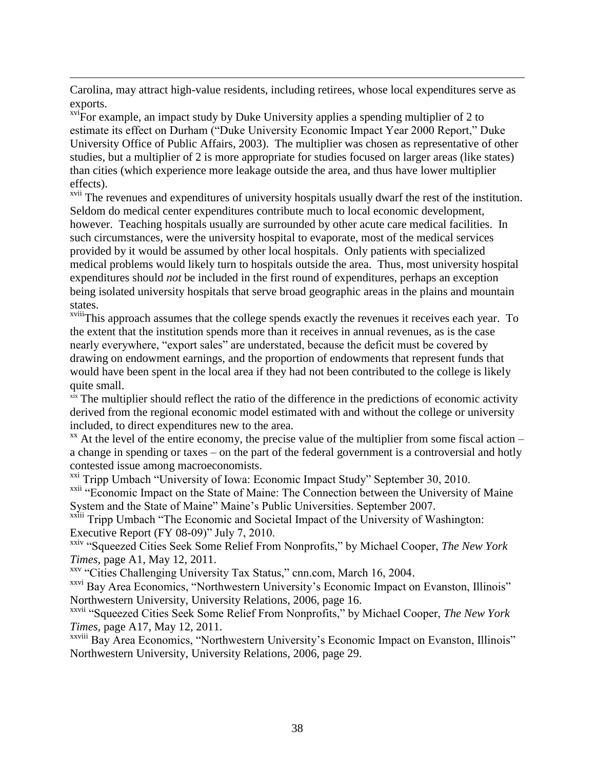Carolina, may attract high-value residents, including retirees, whose local expenditures serve as exports.

[xvi] For example, an impact study by Duke University applies a spending multiplier of 2 to estimate its effect on Durham ("Duke University Economic Impact Year 2000 Report," Duke University Office of Public Affairs, 2003). The multiplier was chosen as representative of other studies, but a multiplier of 2 is more appropriate for studies focused on larger areas (like states) than cities (which experience more leakage outside the area, and thus have lower multiplier effects).

[xvii] The revenues and expenditures of university hospitals usually dwarf the rest of the institution. Seldom do medical center expenditures contribute much to local economic development, however. Teaching hospitals usually are surrounded by other acute care medical facilities. In such circumstances, were the university hospital to evaporate, most of the medical services provided by it would be assumed by other local hospitals. Only patients with specialized medical problems would likely turn to hospitals outside the area. Thus, most university hospital expenditures should *not* be included in the first round of expenditures, perhaps an exception being isolated university hospitals that serve broad geographic areas in the plains and mountain states.

[xviii] This approach assumes that the college spends exactly the revenues it receives each year. To the extent that the institution spends more than it receives in annual revenues, as is the case nearly everywhere, "export sales" are understated, because the deficit must be covered by drawing on endowment earnings, and the proportion of endowments that represent funds that would have been spent in the local area if they had not been contributed to the college is likely quite small.

[xix] The multiplier should reflect the ratio of the difference in the predictions of economic activity derived from the regional economic model estimated with and without the college or university included, to direct expenditures new to the area.

[xx] At the level of the entire economy, the precise value of the multiplier from some fiscal action – a change in spending or taxes – on the part of the federal government is a controversial and hotly contested issue among macroeconomists.

[xxi] Tripp Umbach "University of Iowa: Economic Impact Study" September 30, 2010.

[xxii] "Economic Impact on the State of Maine: The Connection between the University of Maine System and the State of Maine" Maine's Public Universities. September 2007.

[xxiii] Tripp Umbach "The Economic and Societal Impact of the University of Washington: Executive Report (FY 08-09)" July 7, 2010.

[xxiv] "Squeezed Cities Seek Some Relief From Nonprofits," by Michael Cooper, *The New York Times*, page A1, May 12, 2011.

[xxv] "Cities Challenging University Tax Status," cnn.com, March 16, 2004.

[xxvi] Bay Area Economics, "Northwestern University's Economic Impact on Evanston, Illinois" Northwestern University, University Relations, 2006, page 16.

[xxvii] "Squeezed Cities Seek Some Relief From Nonprofits," by Michael Cooper, *The New York Times*, page A17, May 12, 2011.

[xxviii] Bay Area Economics, "Northwestern University's Economic Impact on Evanston, Illinois" Northwestern University, University Relations, 2006, page 29.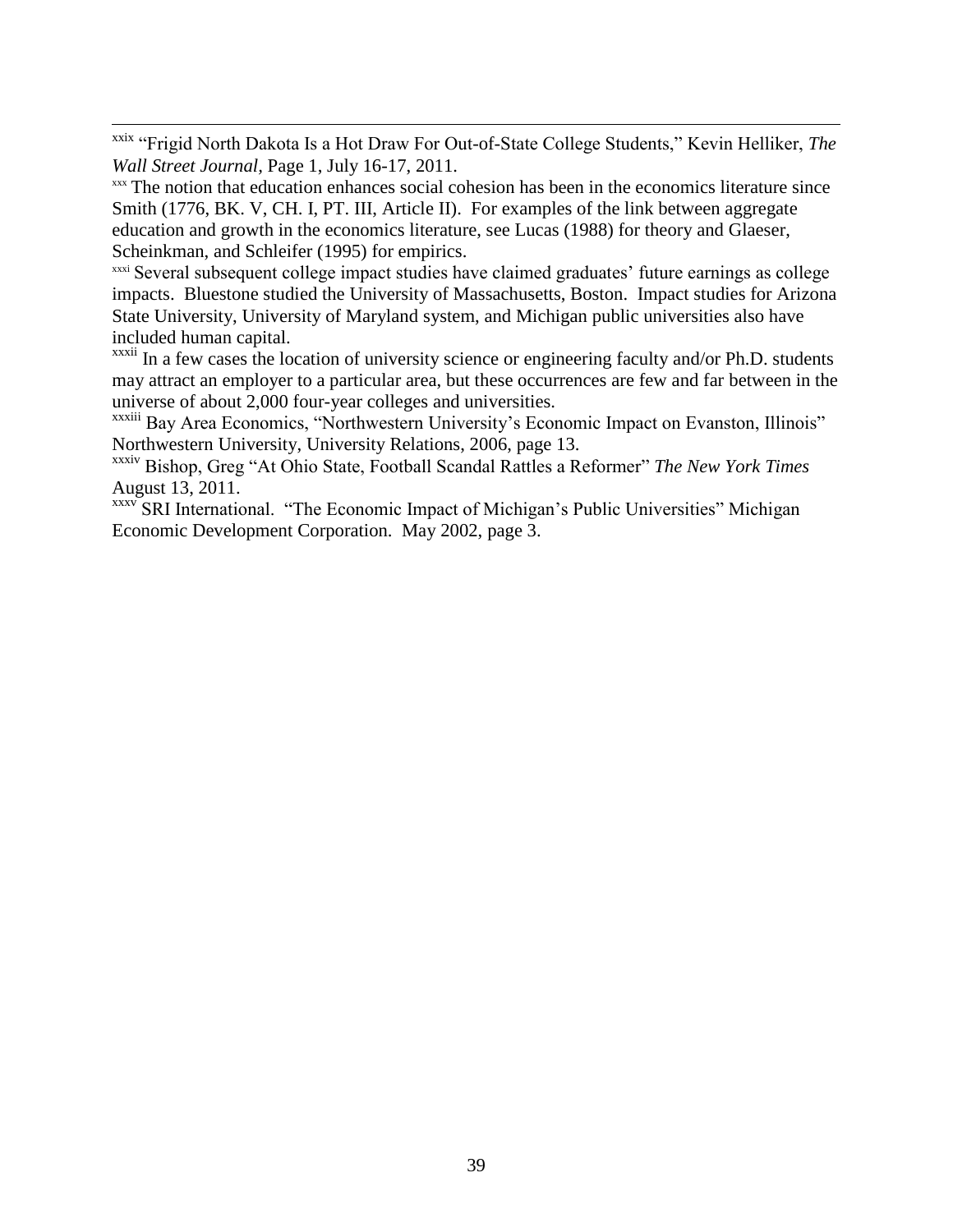[xxix] "Frigid North Dakota Is a Hot Draw For Out-of-State College Students," Kevin Helliker, *The Wall Street Journal*, Page 1, July 16-17, 2011.

[xxx] The notion that education enhances social cohesion has been in the economics literature since Smith (1776, BK. V, CH. I, PT. III, Article II). For examples of the link between aggregate education and growth in the economics literature, see Lucas (1988) for theory and Glaeser, Scheinkman, and Schleifer (1995) for empirics.

[xxxi] Several subsequent college impact studies have claimed graduates' future earnings as college impacts. Bluestone studied the University of Massachusetts, Boston. Impact studies for Arizona State University, University of Maryland system, and Michigan public universities also have included human capital.

[xxxii] In a few cases the location of university science or engineering faculty and/or Ph.D. students may attract an employer to a particular area, but these occurrences are few and far between in the universe of about 2,000 four-year colleges and universities.

[xxxiii] Bay Area Economics, "Northwestern University's Economic Impact on Evanston, Illinois" Northwestern University, University Relations, 2006, page 13.

[xxxiv] Bishop, Greg "At Ohio State, Football Scandal Rattles a Reformer" *The New York Times* August 13, 2011.

[xxxv] SRI International. "The Economic Impact of Michigan's Public Universities" Michigan Economic Development Corporation. May 2002, page 3.